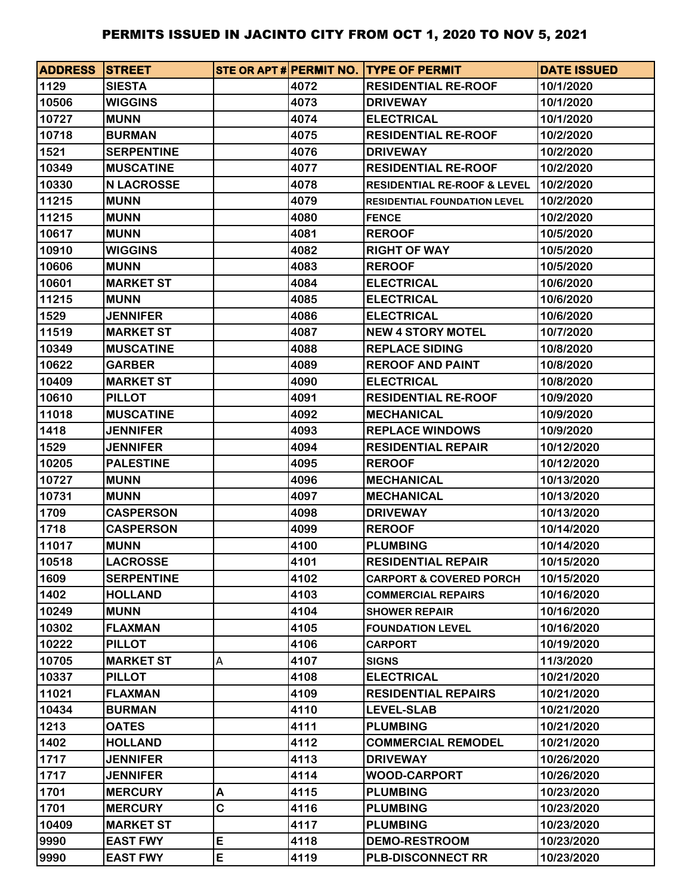# PERMITS ISSUED IN JACINTO CITY FROM OCT 1, 2020 TO NOV 5, 2021

| ADDRESS | STREET | STE OR APT # | PERMIT NO. | TYPE OF PERMIT | DATE ISSUED |
|---|---|---|---|---|---|
| 1129 | SIESTA | | 4072 | RESIDENTIAL RE-ROOF | 10/1/2020 |
| 10506 | WIGGINS | | 4073 | DRIVEWAY | 10/1/2020 |
| 10727 | MUNN | | 4074 | ELECTRICAL | 10/1/2020 |
| 10718 | BURMAN | | 4075 | RESIDENTIAL RE-ROOF | 10/2/2020 |
| 1521 | SERPENTINE | | 4076 | DRIVEWAY | 10/2/2020 |
| 10349 | MUSCATINE | | 4077 | RESIDENTIAL RE-ROOF | 10/2/2020 |
| 10330 | N LACROSSE | | 4078 | RESIDENTIAL RE-ROOF & LEVEL | 10/2/2020 |
| 11215 | MUNN | | 4079 | RESIDENTIAL FOUNDATION LEVEL | 10/2/2020 |
| 11215 | MUNN | | 4080 | FENCE | 10/2/2020 |
| 10617 | MUNN | | 4081 | REROOF | 10/5/2020 |
| 10910 | WIGGINS | | 4082 | RIGHT OF WAY | 10/5/2020 |
| 10606 | MUNN | | 4083 | REROOF | 10/5/2020 |
| 10601 | MARKET ST | | 4084 | ELECTRICAL | 10/6/2020 |
| 11215 | MUNN | | 4085 | ELECTRICAL | 10/6/2020 |
| 1529 | JENNIFER | | 4086 | ELECTRICAL | 10/6/2020 |
| 11519 | MARKET ST | | 4087 | NEW 4 STORY MOTEL | 10/7/2020 |
| 10349 | MUSCATINE | | 4088 | REPLACE SIDING | 10/8/2020 |
| 10622 | GARBER | | 4089 | REROOF AND PAINT | 10/8/2020 |
| 10409 | MARKET ST | | 4090 | ELECTRICAL | 10/8/2020 |
| 10610 | PILLOT | | 4091 | RESIDENTIAL RE-ROOF | 10/9/2020 |
| 11018 | MUSCATINE | | 4092 | MECHANICAL | 10/9/2020 |
| 1418 | JENNIFER | | 4093 | REPLACE WINDOWS | 10/9/2020 |
| 1529 | JENNIFER | | 4094 | RESIDENTIAL REPAIR | 10/12/2020 |
| 10205 | PALESTINE | | 4095 | REROOF | 10/12/2020 |
| 10727 | MUNN | | 4096 | MECHANICAL | 10/13/2020 |
| 10731 | MUNN | | 4097 | MECHANICAL | 10/13/2020 |
| 1709 | CASPERSON | | 4098 | DRIVEWAY | 10/13/2020 |
| 1718 | CASPERSON | | 4099 | REROOF | 10/14/2020 |
| 11017 | MUNN | | 4100 | PLUMBING | 10/14/2020 |
| 10518 | LACROSSE | | 4101 | RESIDENTIAL REPAIR | 10/15/2020 |
| 1609 | SERPENTINE | | 4102 | CARPORT & COVERED PORCH | 10/15/2020 |
| 1402 | HOLLAND | | 4103 | COMMERCIAL REPAIRS | 10/16/2020 |
| 10249 | MUNN | | 4104 | SHOWER REPAIR | 10/16/2020 |
| 10302 | FLAXMAN | | 4105 | FOUNDATION LEVEL | 10/16/2020 |
| 10222 | PILLOT | | 4106 | CARPORT | 10/19/2020 |
| 10705 | MARKET ST | A | 4107 | SIGNS | 11/3/2020 |
| 10337 | PILLOT | | 4108 | ELECTRICAL | 10/21/2020 |
| 11021 | FLAXMAN | | 4109 | RESIDENTIAL REPAIRS | 10/21/2020 |
| 10434 | BURMAN | | 4110 | LEVEL-SLAB | 10/21/2020 |
| 1213 | OATES | | 4111 | PLUMBING | 10/21/2020 |
| 1402 | HOLLAND | | 4112 | COMMERCIAL REMODEL | 10/21/2020 |
| 1717 | JENNIFER | | 4113 | DRIVEWAY | 10/26/2020 |
| 1717 | JENNIFER | | 4114 | WOOD-CARPORT | 10/26/2020 |
| 1701 | MERCURY | A | 4115 | PLUMBING | 10/23/2020 |
| 1701 | MERCURY | C | 4116 | PLUMBING | 10/23/2020 |
| 10409 | MARKET ST | | 4117 | PLUMBING | 10/23/2020 |
| 9990 | EAST FWY | E | 4118 | DEMO-RESTROOM | 10/23/2020 |
| 9990 | EAST FWY | E | 4119 | PLB-DISCONNECT RR | 10/23/2020 |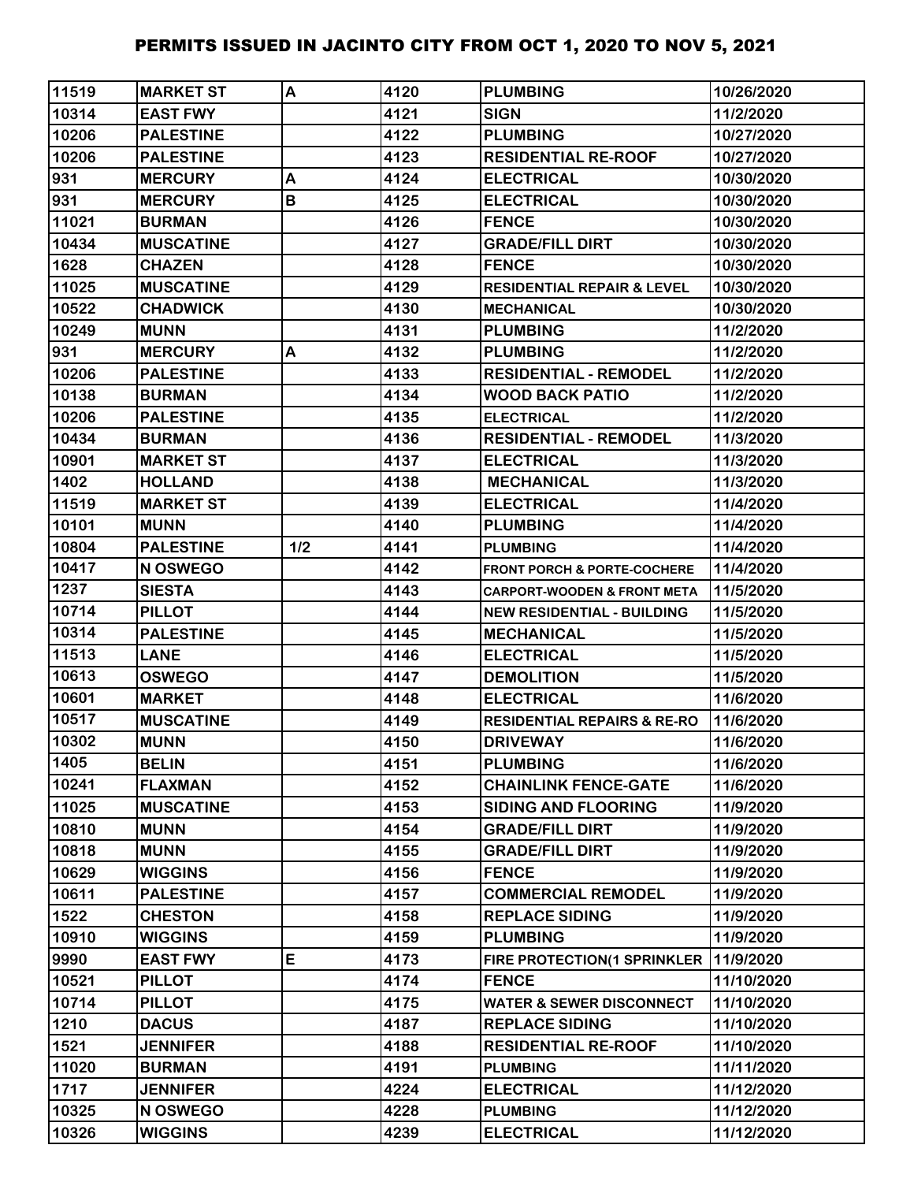| 11519 | MARKET ST | A | 4120 | PLUMBING | 10/26/2020 |
|---|---|---|---|---|---|
| 10314 | EAST FWY | | 4121 | SIGN | 11/2/2020 |
| 10206 | PALESTINE | | 4122 | PLUMBING | 10/27/2020 |
| 10206 | PALESTINE | | 4123 | RESIDENTIAL RE-ROOF | 10/27/2020 |
| 931 | MERCURY | A | 4124 | ELECTRICAL | 10/30/2020 |
| 931 | MERCURY | B | 4125 | ELECTRICAL | 10/30/2020 |
| 11021 | BURMAN | | 4126 | FENCE | 10/30/2020 |
| 10434 | MUSCATINE | | 4127 | GRADE/FILL DIRT | 10/30/2020 |
| 1628 | CHAZEN | | 4128 | FENCE | 10/30/2020 |
| 11025 | MUSCATINE | | 4129 | RESIDENTIAL REPAIR & LEVEL | 10/30/2020 |
| 10522 | CHADWICK | | 4130 | MECHANICAL | 10/30/2020 |
| 10249 | MUNN | | 4131 | PLUMBING | 11/2/2020 |
| 931 | MERCURY | A | 4132 | PLUMBING | 11/2/2020 |
| 10206 | PALESTINE | | 4133 | RESIDENTIAL - REMODEL | 11/2/2020 |
| 10138 | BURMAN | | 4134 | WOOD BACK PATIO | 11/2/2020 |
| 10206 | PALESTINE | | 4135 | ELECTRICAL | 11/2/2020 |
| 10434 | BURMAN | | 4136 | RESIDENTIAL - REMODEL | 11/3/2020 |
| 10901 | MARKET ST | | 4137 | ELECTRICAL | 11/3/2020 |
| 1402 | HOLLAND | | 4138 | MECHANICAL | 11/3/2020 |
| 11519 | MARKET ST | | 4139 | ELECTRICAL | 11/4/2020 |
| 10101 | MUNN | | 4140 | PLUMBING | 11/4/2020 |
| 10804 | PALESTINE | 1/2 | 4141 | PLUMBING | 11/4/2020 |
| 10417 | N OSWEGO | | 4142 | FRONT PORCH & PORTE-COCHERE | 11/4/2020 |
| 1237 | SIESTA | | 4143 | CARPORT-WOODEN & FRONT META | 11/5/2020 |
| 10714 | PILLOT | | 4144 | NEW RESIDENTIAL - BUILDING | 11/5/2020 |
| 10314 | PALESTINE | | 4145 | MECHANICAL | 11/5/2020 |
| 11513 | LANE | | 4146 | ELECTRICAL | 11/5/2020 |
| 10613 | OSWEGO | | 4147 | DEMOLITION | 11/5/2020 |
| 10601 | MARKET | | 4148 | ELECTRICAL | 11/6/2020 |
| 10517 | MUSCATINE | | 4149 | RESIDENTIAL REPAIRS & RE-RO | 11/6/2020 |
| 10302 | MUNN | | 4150 | DRIVEWAY | 11/6/2020 |
| 1405 | BELIN | | 4151 | PLUMBING | 11/6/2020 |
| 10241 | FLAXMAN | | 4152 | CHAINLINK FENCE-GATE | 11/6/2020 |
| 11025 | MUSCATINE | | 4153 | SIDING AND FLOORING | 11/9/2020 |
| 10810 | MUNN | | 4154 | GRADE/FILL DIRT | 11/9/2020 |
| 10818 | MUNN | | 4155 | GRADE/FILL DIRT | 11/9/2020 |
| 10629 | WIGGINS | | 4156 | FENCE | 11/9/2020 |
| 10611 | PALESTINE | | 4157 | COMMERCIAL REMODEL | 11/9/2020 |
| 1522 | CHESTON | | 4158 | REPLACE SIDING | 11/9/2020 |
| 10910 | WIGGINS | | 4159 | PLUMBING | 11/9/2020 |
| 9990 | EAST FWY | E | 4173 | FIRE PROTECTION(1 SPRINKLER | 11/9/2020 |
| 10521 | PILLOT | | 4174 | FENCE | 11/10/2020 |
| 10714 | PILLOT | | 4175 | WATER & SEWER DISCONNECT | 11/10/2020 |
| 1210 | DACUS | | 4187 | REPLACE SIDING | 11/10/2020 |
| 1521 | JENNIFER | | 4188 | RESIDENTIAL RE-ROOF | 11/10/2020 |
| 11020 | BURMAN | | 4191 | PLUMBING | 11/11/2020 |
| 1717 | JENNIFER | | 4224 | ELECTRICAL | 11/12/2020 |
| 10325 | N OSWEGO | | 4228 | PLUMBING | 11/12/2020 |
| 10326 | WIGGINS | | 4239 | ELECTRICAL | 11/12/2020 |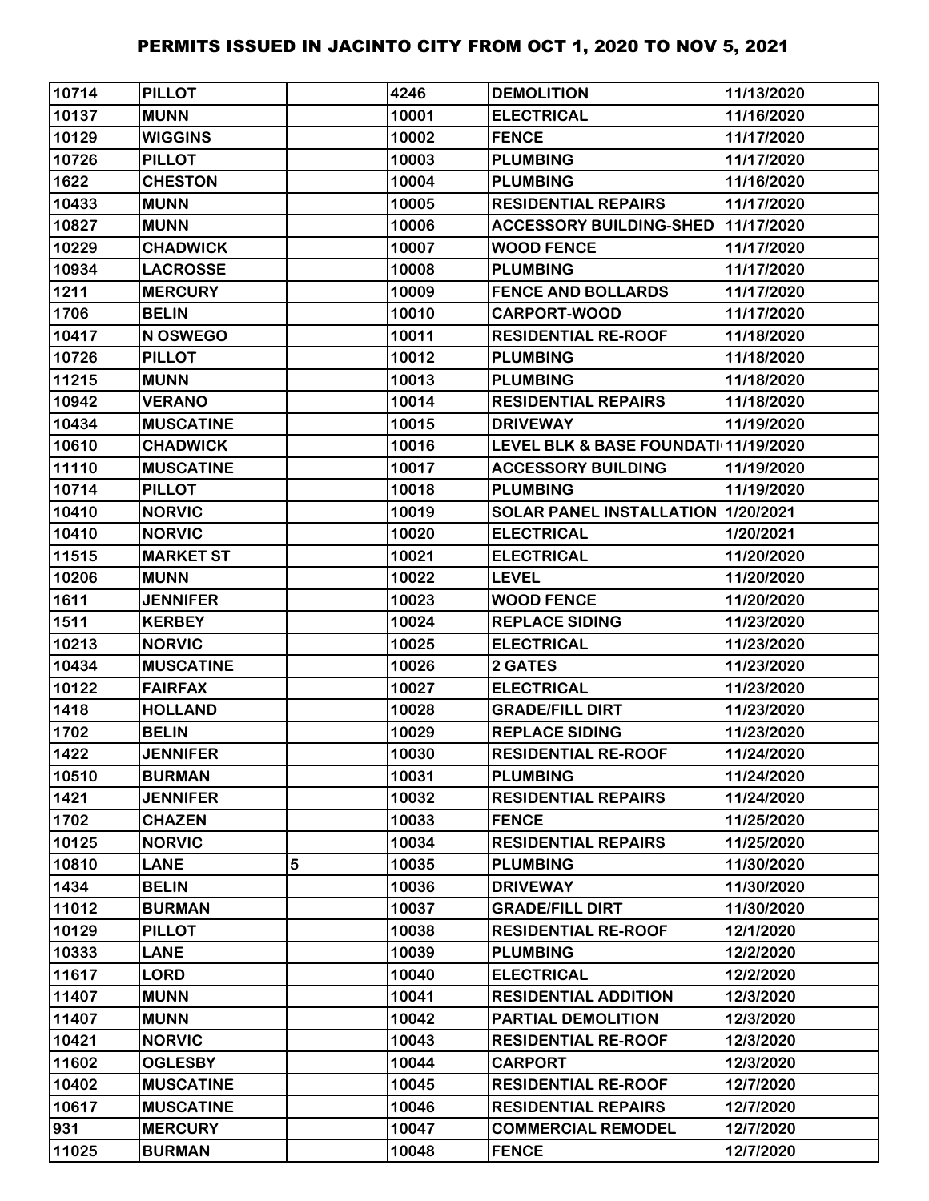# PERMITS ISSUED IN JACINTO CITY FROM OCT 1, 2020 TO NOV 5, 2021

| | | | | | |
|---|---|---|---|---|---|
| 10714 | PILLOT | | 4246 | DEMOLITION | 11/13/2020 |
| 10137 | MUNN | | 10001 | ELECTRICAL | 11/16/2020 |
| 10129 | WIGGINS | | 10002 | FENCE | 11/17/2020 |
| 10726 | PILLOT | | 10003 | PLUMBING | 11/17/2020 |
| 1622 | CHESTON | | 10004 | PLUMBING | 11/16/2020 |
| 10433 | MUNN | | 10005 | RESIDENTIAL REPAIRS | 11/17/2020 |
| 10827 | MUNN | | 10006 | ACCESSORY BUILDING-SHED | 11/17/2020 |
| 10229 | CHADWICK | | 10007 | WOOD FENCE | 11/17/2020 |
| 10934 | LACROSSE | | 10008 | PLUMBING | 11/17/2020 |
| 1211 | MERCURY | | 10009 | FENCE AND BOLLARDS | 11/17/2020 |
| 1706 | BELIN | | 10010 | CARPORT-WOOD | 11/17/2020 |
| 10417 | N OSWEGO | | 10011 | RESIDENTIAL RE-ROOF | 11/18/2020 |
| 10726 | PILLOT | | 10012 | PLUMBING | 11/18/2020 |
| 11215 | MUNN | | 10013 | PLUMBING | 11/18/2020 |
| 10942 | VERANO | | 10014 | RESIDENTIAL REPAIRS | 11/18/2020 |
| 10434 | MUSCATINE | | 10015 | DRIVEWAY | 11/19/2020 |
| 10610 | CHADWICK | | 10016 | LEVEL BLK & BASE FOUNDATI | 11/19/2020 |
| 11110 | MUSCATINE | | 10017 | ACCESSORY BUILDING | 11/19/2020 |
| 10714 | PILLOT | | 10018 | PLUMBING | 11/19/2020 |
| 10410 | NORVIC | | 10019 | SOLAR PANEL INSTALLATION | 1/20/2021 |
| 10410 | NORVIC | | 10020 | ELECTRICAL | 1/20/2021 |
| 11515 | MARKET ST | | 10021 | ELECTRICAL | 11/20/2020 |
| 10206 | MUNN | | 10022 | LEVEL | 11/20/2020 |
| 1611 | JENNIFER | | 10023 | WOOD FENCE | 11/20/2020 |
| 1511 | KERBEY | | 10024 | REPLACE SIDING | 11/23/2020 |
| 10213 | NORVIC | | 10025 | ELECTRICAL | 11/23/2020 |
| 10434 | MUSCATINE | | 10026 | 2 GATES | 11/23/2020 |
| 10122 | FAIRFAX | | 10027 | ELECTRICAL | 11/23/2020 |
| 1418 | HOLLAND | | 10028 | GRADE/FILL DIRT | 11/23/2020 |
| 1702 | BELIN | | 10029 | REPLACE SIDING | 11/23/2020 |
| 1422 | JENNIFER | | 10030 | RESIDENTIAL RE-ROOF | 11/24/2020 |
| 10510 | BURMAN | | 10031 | PLUMBING | 11/24/2020 |
| 1421 | JENNIFER | | 10032 | RESIDENTIAL REPAIRS | 11/24/2020 |
| 1702 | CHAZEN | | 10033 | FENCE | 11/25/2020 |
| 10125 | NORVIC | | 10034 | RESIDENTIAL REPAIRS | 11/25/2020 |
| 10810 | LANE | 5 | 10035 | PLUMBING | 11/30/2020 |
| 1434 | BELIN | | 10036 | DRIVEWAY | 11/30/2020 |
| 11012 | BURMAN | | 10037 | GRADE/FILL DIRT | 11/30/2020 |
| 10129 | PILLOT | | 10038 | RESIDENTIAL RE-ROOF | 12/1/2020 |
| 10333 | LANE | | 10039 | PLUMBING | 12/2/2020 |
| 11617 | LORD | | 10040 | ELECTRICAL | 12/2/2020 |
| 11407 | MUNN | | 10041 | RESIDENTIAL ADDITION | 12/3/2020 |
| 11407 | MUNN | | 10042 | PARTIAL DEMOLITION | 12/3/2020 |
| 10421 | NORVIC | | 10043 | RESIDENTIAL RE-ROOF | 12/3/2020 |
| 11602 | OGLESBY | | 10044 | CARPORT | 12/3/2020 |
| 10402 | MUSCATINE | | 10045 | RESIDENTIAL RE-ROOF | 12/7/2020 |
| 10617 | MUSCATINE | | 10046 | RESIDENTIAL REPAIRS | 12/7/2020 |
| 931 | MERCURY | | 10047 | COMMERCIAL REMODEL | 12/7/2020 |
| 11025 | BURMAN | | 10048 | FENCE | 12/7/2020 |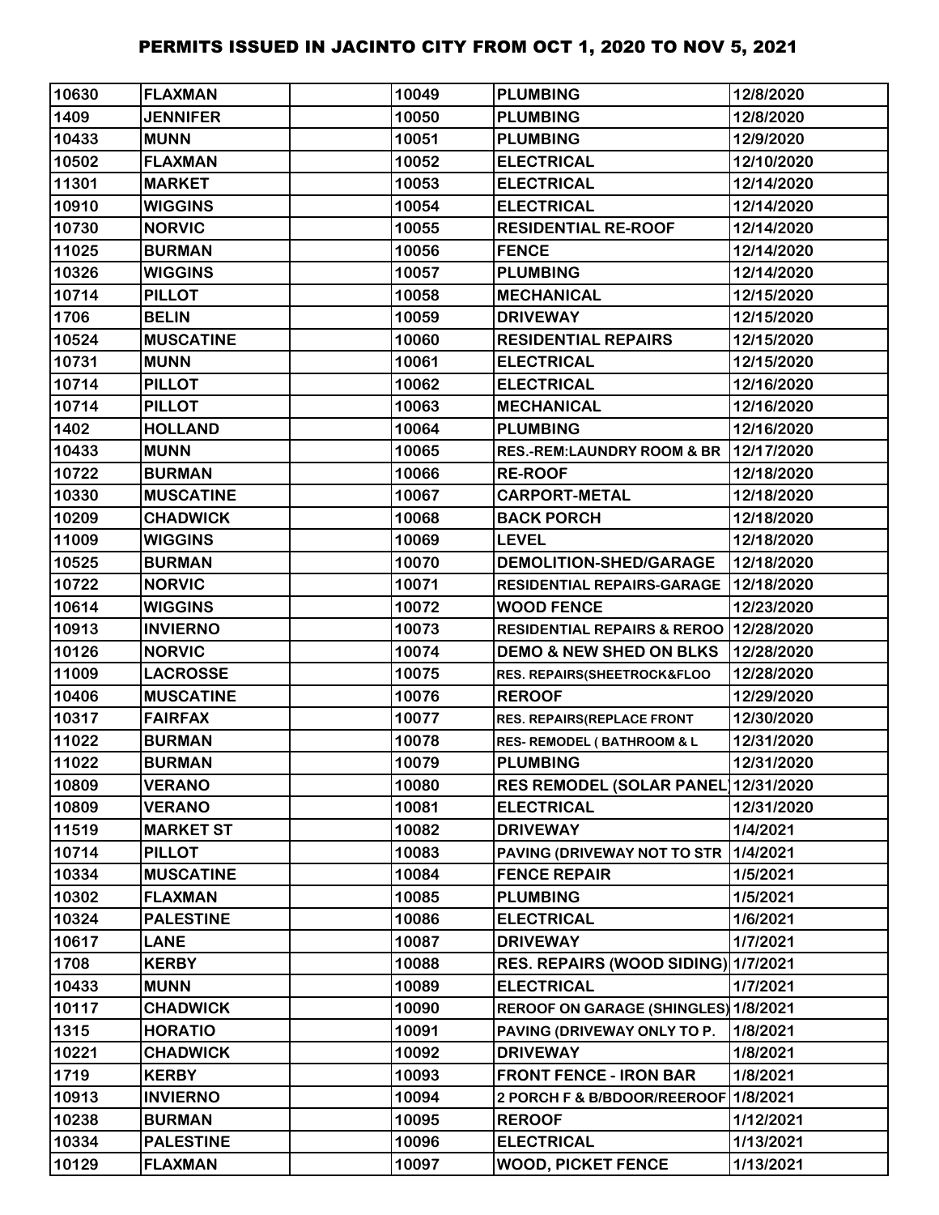# PERMITS ISSUED IN JACINTO CITY FROM OCT 1, 2020 TO NOV 5, 2021

| | | | | | |
|---|---|---|---|---|---|
| 10630 | FLAXMAN | | 10049 | PLUMBING | 12/8/2020 |
| 1409 | JENNIFER | | 10050 | PLUMBING | 12/8/2020 |
| 10433 | MUNN | | 10051 | PLUMBING | 12/9/2020 |
| 10502 | FLAXMAN | | 10052 | ELECTRICAL | 12/10/2020 |
| 11301 | MARKET | | 10053 | ELECTRICAL | 12/14/2020 |
| 10910 | WIGGINS | | 10054 | ELECTRICAL | 12/14/2020 |
| 10730 | NORVIC | | 10055 | RESIDENTIAL RE-ROOF | 12/14/2020 |
| 11025 | BURMAN | | 10056 | FENCE | 12/14/2020 |
| 10326 | WIGGINS | | 10057 | PLUMBING | 12/14/2020 |
| 10714 | PILLOT | | 10058 | MECHANICAL | 12/15/2020 |
| 1706 | BELIN | | 10059 | DRIVEWAY | 12/15/2020 |
| 10524 | MUSCATINE | | 10060 | RESIDENTIAL REPAIRS | 12/15/2020 |
| 10731 | MUNN | | 10061 | ELECTRICAL | 12/15/2020 |
| 10714 | PILLOT | | 10062 | ELECTRICAL | 12/16/2020 |
| 10714 | PILLOT | | 10063 | MECHANICAL | 12/16/2020 |
| 1402 | HOLLAND | | 10064 | PLUMBING | 12/16/2020 |
| 10433 | MUNN | | 10065 | RES.-REM:LAUNDRY ROOM & BR | 12/17/2020 |
| 10722 | BURMAN | | 10066 | RE-ROOF | 12/18/2020 |
| 10330 | MUSCATINE | | 10067 | CARPORT-METAL | 12/18/2020 |
| 10209 | CHADWICK | | 10068 | BACK PORCH | 12/18/2020 |
| 11009 | WIGGINS | | 10069 | LEVEL | 12/18/2020 |
| 10525 | BURMAN | | 10070 | DEMOLITION-SHED/GARAGE | 12/18/2020 |
| 10722 | NORVIC | | 10071 | RESIDENTIAL REPAIRS-GARAGE | 12/18/2020 |
| 10614 | WIGGINS | | 10072 | WOOD FENCE | 12/23/2020 |
| 10913 | INVIERNO | | 10073 | RESIDENTIAL REPAIRS & REROO | 12/28/2020 |
| 10126 | NORVIC | | 10074 | DEMO & NEW SHED ON BLKS | 12/28/2020 |
| 11009 | LACROSSE | | 10075 | RES. REPAIRS(SHEETROCK&FLOO | 12/28/2020 |
| 10406 | MUSCATINE | | 10076 | REROOF | 12/29/2020 |
| 10317 | FAIRFAX | | 10077 | RES. REPAIRS(REPLACE FRONT | 12/30/2020 |
| 11022 | BURMAN | | 10078 | RES- REMODEL ( BATHROOM & L | 12/31/2020 |
| 11022 | BURMAN | | 10079 | PLUMBING | 12/31/2020 |
| 10809 | VERANO | | 10080 | RES REMODEL (SOLAR PANEL) | 12/31/2020 |
| 10809 | VERANO | | 10081 | ELECTRICAL | 12/31/2020 |
| 11519 | MARKET ST | | 10082 | DRIVEWAY | 1/4/2021 |
| 10714 | PILLOT | | 10083 | PAVING (DRIVEWAY NOT TO STR | 1/4/2021 |
| 10334 | MUSCATINE | | 10084 | FENCE REPAIR | 1/5/2021 |
| 10302 | FLAXMAN | | 10085 | PLUMBING | 1/5/2021 |
| 10324 | PALESTINE | | 10086 | ELECTRICAL | 1/6/2021 |
| 10617 | LANE | | 10087 | DRIVEWAY | 1/7/2021 |
| 1708 | KERBY | | 10088 | RES. REPAIRS (WOOD SIDING) | 1/7/2021 |
| 10433 | MUNN | | 10089 | ELECTRICAL | 1/7/2021 |
| 10117 | CHADWICK | | 10090 | REROOF ON GARAGE (SHINGLES) | 1/8/2021 |
| 1315 | HORATIO | | 10091 | PAVING (DRIVEWAY ONLY TO P. | 1/8/2021 |
| 10221 | CHADWICK | | 10092 | DRIVEWAY | 1/8/2021 |
| 1719 | KERBY | | 10093 | FRONT FENCE - IRON BAR | 1/8/2021 |
| 10913 | INVIERNO | | 10094 | 2 PORCH F & B/BDOOR/REEROOF | 1/8/2021 |
| 10238 | BURMAN | | 10095 | REROOF | 1/12/2021 |
| 10334 | PALESTINE | | 10096 | ELECTRICAL | 1/13/2021 |
| 10129 | FLAXMAN | | 10097 | WOOD, PICKET FENCE | 1/13/2021 |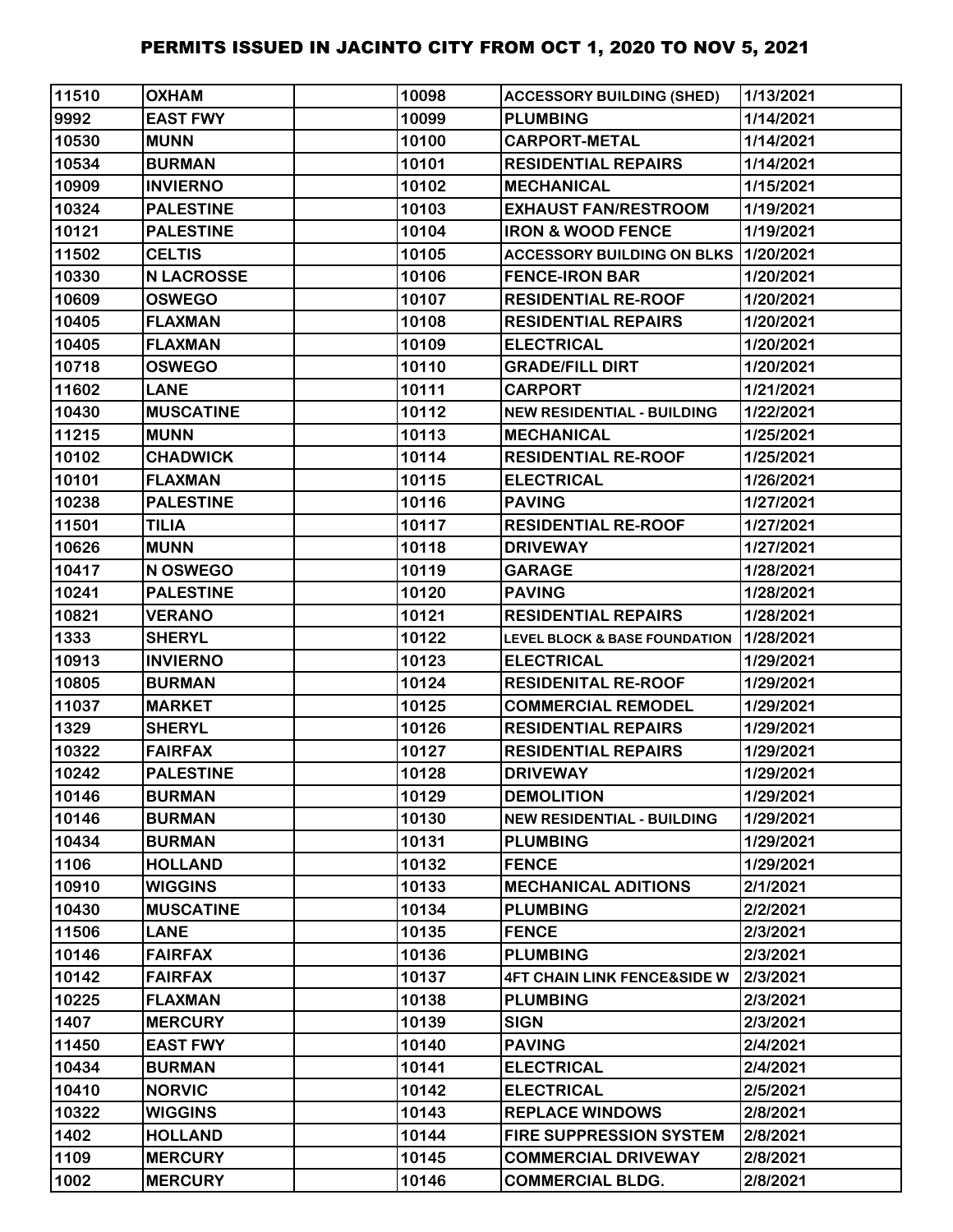| | | | | | |
|---|---|---|---|---|---|
| 11510 | OXHAM | | 10098 | ACCESSORY BUILDING (SHED) | 1/13/2021 |
| 9992 | EAST FWY | | 10099 | PLUMBING | 1/14/2021 |
| 10530 | MUNN | | 10100 | CARPORT-METAL | 1/14/2021 |
| 10534 | BURMAN | | 10101 | RESIDENTIAL REPAIRS | 1/14/2021 |
| 10909 | INVIERNO | | 10102 | MECHANICAL | 1/15/2021 |
| 10324 | PALESTINE | | 10103 | EXHAUST FAN/RESTROOM | 1/19/2021 |
| 10121 | PALESTINE | | 10104 | IRON & WOOD FENCE | 1/19/2021 |
| 11502 | CELTIS | | 10105 | ACCESSORY BUILDING ON BLKS | 1/20/2021 |
| 10330 | N LACROSSE | | 10106 | FENCE-IRON BAR | 1/20/2021 |
| 10609 | OSWEGO | | 10107 | RESIDENTIAL RE-ROOF | 1/20/2021 |
| 10405 | FLAXMAN | | 10108 | RESIDENTIAL REPAIRS | 1/20/2021 |
| 10405 | FLAXMAN | | 10109 | ELECTRICAL | 1/20/2021 |
| 10718 | OSWEGO | | 10110 | GRADE/FILL DIRT | 1/20/2021 |
| 11602 | LANE | | 10111 | CARPORT | 1/21/2021 |
| 10430 | MUSCATINE | | 10112 | NEW RESIDENTIAL - BUILDING | 1/22/2021 |
| 11215 | MUNN | | 10113 | MECHANICAL | 1/25/2021 |
| 10102 | CHADWICK | | 10114 | RESIDENTIAL RE-ROOF | 1/25/2021 |
| 10101 | FLAXMAN | | 10115 | ELECTRICAL | 1/26/2021 |
| 10238 | PALESTINE | | 10116 | PAVING | 1/27/2021 |
| 11501 | TILIA | | 10117 | RESIDENTIAL RE-ROOF | 1/27/2021 |
| 10626 | MUNN | | 10118 | DRIVEWAY | 1/27/2021 |
| 10417 | N OSWEGO | | 10119 | GARAGE | 1/28/2021 |
| 10241 | PALESTINE | | 10120 | PAVING | 1/28/2021 |
| 10821 | VERANO | | 10121 | RESIDENTIAL REPAIRS | 1/28/2021 |
| 1333 | SHERYL | | 10122 | LEVEL BLOCK & BASE FOUNDATION | 1/28/2021 |
| 10913 | INVIERNO | | 10123 | ELECTRICAL | 1/29/2021 |
| 10805 | BURMAN | | 10124 | RESIDENITAL RE-ROOF | 1/29/2021 |
| 11037 | MARKET | | 10125 | COMMERCIAL REMODEL | 1/29/2021 |
| 1329 | SHERYL | | 10126 | RESIDENTIAL REPAIRS | 1/29/2021 |
| 10322 | FAIRFAX | | 10127 | RESIDENTIAL REPAIRS | 1/29/2021 |
| 10242 | PALESTINE | | 10128 | DRIVEWAY | 1/29/2021 |
| 10146 | BURMAN | | 10129 | DEMOLITION | 1/29/2021 |
| 10146 | BURMAN | | 10130 | NEW RESIDENTIAL - BUILDING | 1/29/2021 |
| 10434 | BURMAN | | 10131 | PLUMBING | 1/29/2021 |
| 1106 | HOLLAND | | 10132 | FENCE | 1/29/2021 |
| 10910 | WIGGINS | | 10133 | MECHANICAL ADITIONS | 2/1/2021 |
| 10430 | MUSCATINE | | 10134 | PLUMBING | 2/2/2021 |
| 11506 | LANE | | 10135 | FENCE | 2/3/2021 |
| 10146 | FAIRFAX | | 10136 | PLUMBING | 2/3/2021 |
| 10142 | FAIRFAX | | 10137 | 4FT CHAIN LINK FENCE&SIDE W | 2/3/2021 |
| 10225 | FLAXMAN | | 10138 | PLUMBING | 2/3/2021 |
| 1407 | MERCURY | | 10139 | SIGN | 2/3/2021 |
| 11450 | EAST FWY | | 10140 | PAVING | 2/4/2021 |
| 10434 | BURMAN | | 10141 | ELECTRICAL | 2/4/2021 |
| 10410 | NORVIC | | 10142 | ELECTRICAL | 2/5/2021 |
| 10322 | WIGGINS | | 10143 | REPLACE WINDOWS | 2/8/2021 |
| 1402 | HOLLAND | | 10144 | FIRE SUPPRESSION SYSTEM | 2/8/2021 |
| 1109 | MERCURY | | 10145 | COMMERCIAL DRIVEWAY | 2/8/2021 |
| 1002 | MERCURY | | 10146 | COMMERCIAL BLDG. | 2/8/2021 |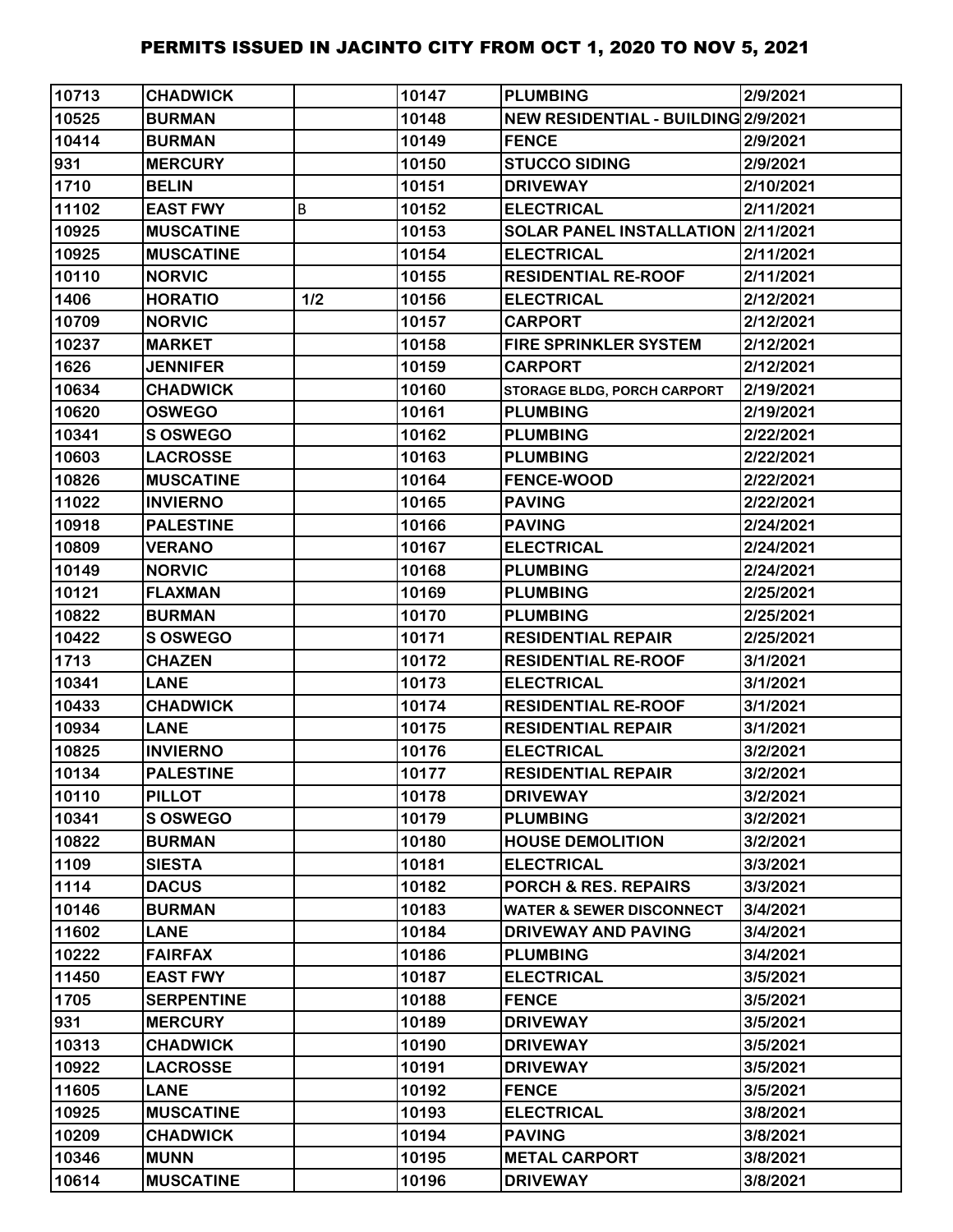# PERMITS ISSUED IN JACINTO CITY FROM OCT 1, 2020 TO NOV 5, 2021

| | | | | | |
|---|---|---|---|---|---|
| 10713 | CHADWICK | | 10147 | PLUMBING | 2/9/2021 |
| 10525 | BURMAN | | 10148 | NEW RESIDENTIAL - BUILDING | 2/9/2021 |
| 10414 | BURMAN | | 10149 | FENCE | 2/9/2021 |
| 931 | MERCURY | | 10150 | STUCCO SIDING | 2/9/2021 |
| 1710 | BELIN | | 10151 | DRIVEWAY | 2/10/2021 |
| 11102 | EAST FWY | B | 10152 | ELECTRICAL | 2/11/2021 |
| 10925 | MUSCATINE | | 10153 | SOLAR PANEL INSTALLATION | 2/11/2021 |
| 10925 | MUSCATINE | | 10154 | ELECTRICAL | 2/11/2021 |
| 10110 | NORVIC | | 10155 | RESIDENTIAL RE-ROOF | 2/11/2021 |
| 1406 | HORATIO | 1/2 | 10156 | ELECTRICAL | 2/12/2021 |
| 10709 | NORVIC | | 10157 | CARPORT | 2/12/2021 |
| 10237 | MARKET | | 10158 | FIRE SPRINKLER SYSTEM | 2/12/2021 |
| 1626 | JENNIFER | | 10159 | CARPORT | 2/12/2021 |
| 10634 | CHADWICK | | 10160 | STORAGE BLDG, PORCH CARPORT | 2/19/2021 |
| 10620 | OSWEGO | | 10161 | PLUMBING | 2/19/2021 |
| 10341 | S OSWEGO | | 10162 | PLUMBING | 2/22/2021 |
| 10603 | LACROSSE | | 10163 | PLUMBING | 2/22/2021 |
| 10826 | MUSCATINE | | 10164 | FENCE-WOOD | 2/22/2021 |
| 11022 | INVIERNO | | 10165 | PAVING | 2/22/2021 |
| 10918 | PALESTINE | | 10166 | PAVING | 2/24/2021 |
| 10809 | VERANO | | 10167 | ELECTRICAL | 2/24/2021 |
| 10149 | NORVIC | | 10168 | PLUMBING | 2/24/2021 |
| 10121 | FLAXMAN | | 10169 | PLUMBING | 2/25/2021 |
| 10822 | BURMAN | | 10170 | PLUMBING | 2/25/2021 |
| 10422 | S OSWEGO | | 10171 | RESIDENTIAL REPAIR | 2/25/2021 |
| 1713 | CHAZEN | | 10172 | RESIDENTIAL RE-ROOF | 3/1/2021 |
| 10341 | LANE | | 10173 | ELECTRICAL | 3/1/2021 |
| 10433 | CHADWICK | | 10174 | RESIDENTIAL RE-ROOF | 3/1/2021 |
| 10934 | LANE | | 10175 | RESIDENTIAL REPAIR | 3/1/2021 |
| 10825 | INVIERNO | | 10176 | ELECTRICAL | 3/2/2021 |
| 10134 | PALESTINE | | 10177 | RESIDENTIAL REPAIR | 3/2/2021 |
| 10110 | PILLOT | | 10178 | DRIVEWAY | 3/2/2021 |
| 10341 | S OSWEGO | | 10179 | PLUMBING | 3/2/2021 |
| 10822 | BURMAN | | 10180 | HOUSE DEMOLITION | 3/2/2021 |
| 1109 | SIESTA | | 10181 | ELECTRICAL | 3/3/2021 |
| 1114 | DACUS | | 10182 | PORCH & RES. REPAIRS | 3/3/2021 |
| 10146 | BURMAN | | 10183 | WATER & SEWER DISCONNECT | 3/4/2021 |
| 11602 | LANE | | 10184 | DRIVEWAY AND PAVING | 3/4/2021 |
| 10222 | FAIRFAX | | 10186 | PLUMBING | 3/4/2021 |
| 11450 | EAST FWY | | 10187 | ELECTRICAL | 3/5/2021 |
| 1705 | SERPENTINE | | 10188 | FENCE | 3/5/2021 |
| 931 | MERCURY | | 10189 | DRIVEWAY | 3/5/2021 |
| 10313 | CHADWICK | | 10190 | DRIVEWAY | 3/5/2021 |
| 10922 | LACROSSE | | 10191 | DRIVEWAY | 3/5/2021 |
| 11605 | LANE | | 10192 | FENCE | 3/5/2021 |
| 10925 | MUSCATINE | | 10193 | ELECTRICAL | 3/8/2021 |
| 10209 | CHADWICK | | 10194 | PAVING | 3/8/2021 |
| 10346 | MUNN | | 10195 | METAL CARPORT | 3/8/2021 |
| 10614 | MUSCATINE | | 10196 | DRIVEWAY | 3/8/2021 |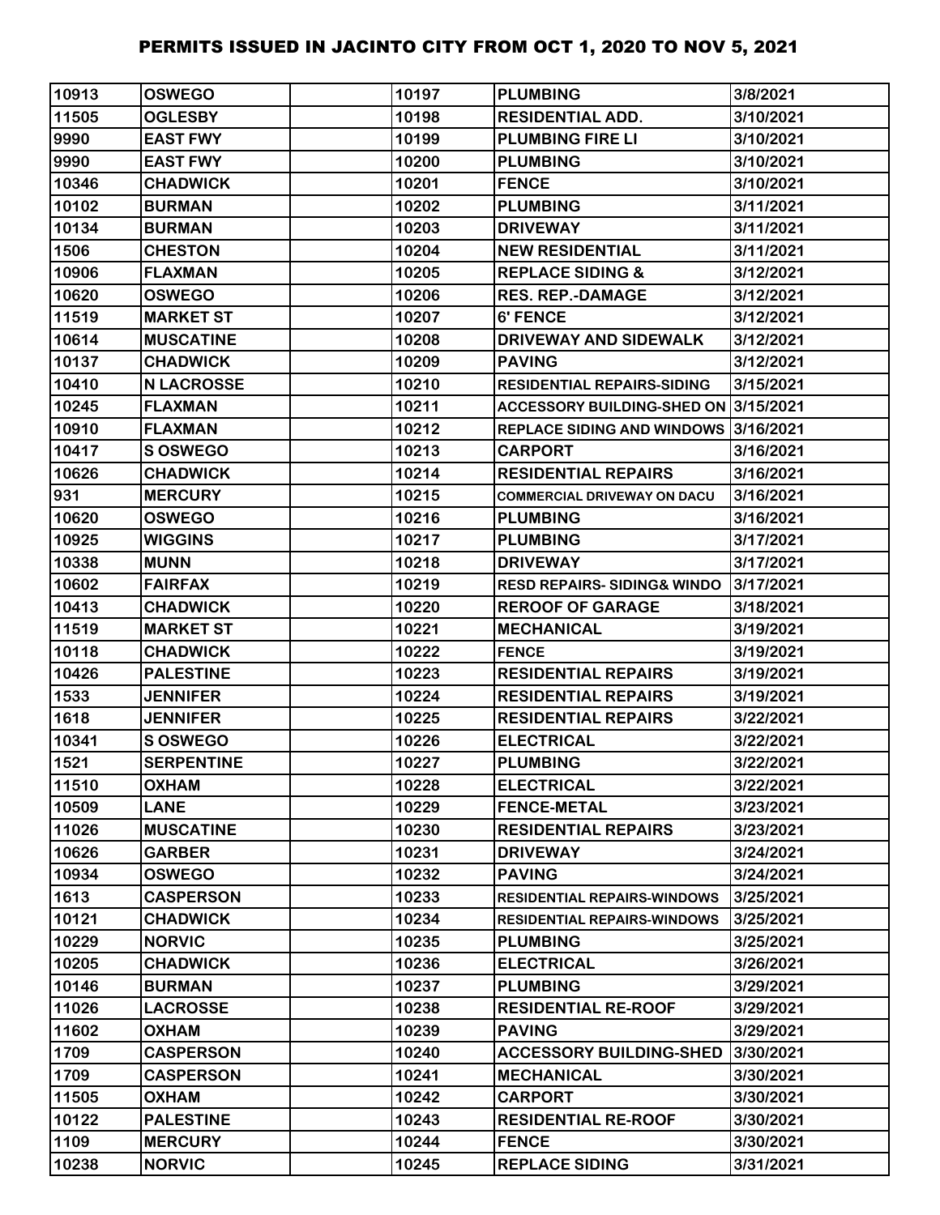# PERMITS ISSUED IN JACINTO CITY FROM OCT 1, 2020 TO NOV 5, 2021

| | | | | | |
|---|---|---|---|---|---|
| 10913 | OSWEGO | | 10197 | PLUMBING | 3/8/2021 |
| 11505 | OGLESBY | | 10198 | RESIDENTIAL ADD. | 3/10/2021 |
| 9990 | EAST FWY | | 10199 | PLUMBING FIRE LI | 3/10/2021 |
| 9990 | EAST FWY | | 10200 | PLUMBING | 3/10/2021 |
| 10346 | CHADWICK | | 10201 | FENCE | 3/10/2021 |
| 10102 | BURMAN | | 10202 | PLUMBING | 3/11/2021 |
| 10134 | BURMAN | | 10203 | DRIVEWAY | 3/11/2021 |
| 1506 | CHESTON | | 10204 | NEW RESIDENTIAL | 3/11/2021 |
| 10906 | FLAXMAN | | 10205 | REPLACE SIDING & | 3/12/2021 |
| 10620 | OSWEGO | | 10206 | RES. REP.-DAMAGE | 3/12/2021 |
| 11519 | MARKET ST | | 10207 | 6' FENCE | 3/12/2021 |
| 10614 | MUSCATINE | | 10208 | DRIVEWAY AND SIDEWALK | 3/12/2021 |
| 10137 | CHADWICK | | 10209 | PAVING | 3/12/2021 |
| 10410 | N LACROSSE | | 10210 | RESIDENTIAL REPAIRS-SIDING | 3/15/2021 |
| 10245 | FLAXMAN | | 10211 | ACCESSORY BUILDING-SHED ON | 3/15/2021 |
| 10910 | FLAXMAN | | 10212 | REPLACE SIDING AND WINDOWS | 3/16/2021 |
| 10417 | S OSWEGO | | 10213 | CARPORT | 3/16/2021 |
| 10626 | CHADWICK | | 10214 | RESIDENTIAL REPAIRS | 3/16/2021 |
| 931 | MERCURY | | 10215 | COMMERCIAL DRIVEWAY ON DACU | 3/16/2021 |
| 10620 | OSWEGO | | 10216 | PLUMBING | 3/16/2021 |
| 10925 | WIGGINS | | 10217 | PLUMBING | 3/17/2021 |
| 10338 | MUNN | | 10218 | DRIVEWAY | 3/17/2021 |
| 10602 | FAIRFAX | | 10219 | RESD REPAIRS- SIDING& WINDO | 3/17/2021 |
| 10413 | CHADWICK | | 10220 | REROOF OF GARAGE | 3/18/2021 |
| 11519 | MARKET ST | | 10221 | MECHANICAL | 3/19/2021 |
| 10118 | CHADWICK | | 10222 | FENCE | 3/19/2021 |
| 10426 | PALESTINE | | 10223 | RESIDENTIAL REPAIRS | 3/19/2021 |
| 1533 | JENNIFER | | 10224 | RESIDENTIAL REPAIRS | 3/19/2021 |
| 1618 | JENNIFER | | 10225 | RESIDENTIAL REPAIRS | 3/22/2021 |
| 10341 | S OSWEGO | | 10226 | ELECTRICAL | 3/22/2021 |
| 1521 | SERPENTINE | | 10227 | PLUMBING | 3/22/2021 |
| 11510 | OXHAM | | 10228 | ELECTRICAL | 3/22/2021 |
| 10509 | LANE | | 10229 | FENCE-METAL | 3/23/2021 |
| 11026 | MUSCATINE | | 10230 | RESIDENTIAL REPAIRS | 3/23/2021 |
| 10626 | GARBER | | 10231 | DRIVEWAY | 3/24/2021 |
| 10934 | OSWEGO | | 10232 | PAVING | 3/24/2021 |
| 1613 | CASPERSON | | 10233 | RESIDENTIAL REPAIRS-WINDOWS | 3/25/2021 |
| 10121 | CHADWICK | | 10234 | RESIDENTIAL REPAIRS-WINDOWS | 3/25/2021 |
| 10229 | NORVIC | | 10235 | PLUMBING | 3/25/2021 |
| 10205 | CHADWICK | | 10236 | ELECTRICAL | 3/26/2021 |
| 10146 | BURMAN | | 10237 | PLUMBING | 3/29/2021 |
| 11026 | LACROSSE | | 10238 | RESIDENTIAL RE-ROOF | 3/29/2021 |
| 11602 | OXHAM | | 10239 | PAVING | 3/29/2021 |
| 1709 | CASPERSON | | 10240 | ACCESSORY BUILDING-SHED | 3/30/2021 |
| 1709 | CASPERSON | | 10241 | MECHANICAL | 3/30/2021 |
| 11505 | OXHAM | | 10242 | CARPORT | 3/30/2021 |
| 10122 | PALESTINE | | 10243 | RESIDENTIAL RE-ROOF | 3/30/2021 |
| 1109 | MERCURY | | 10244 | FENCE | 3/30/2021 |
| 10238 | NORVIC | | 10245 | REPLACE SIDING | 3/31/2021 |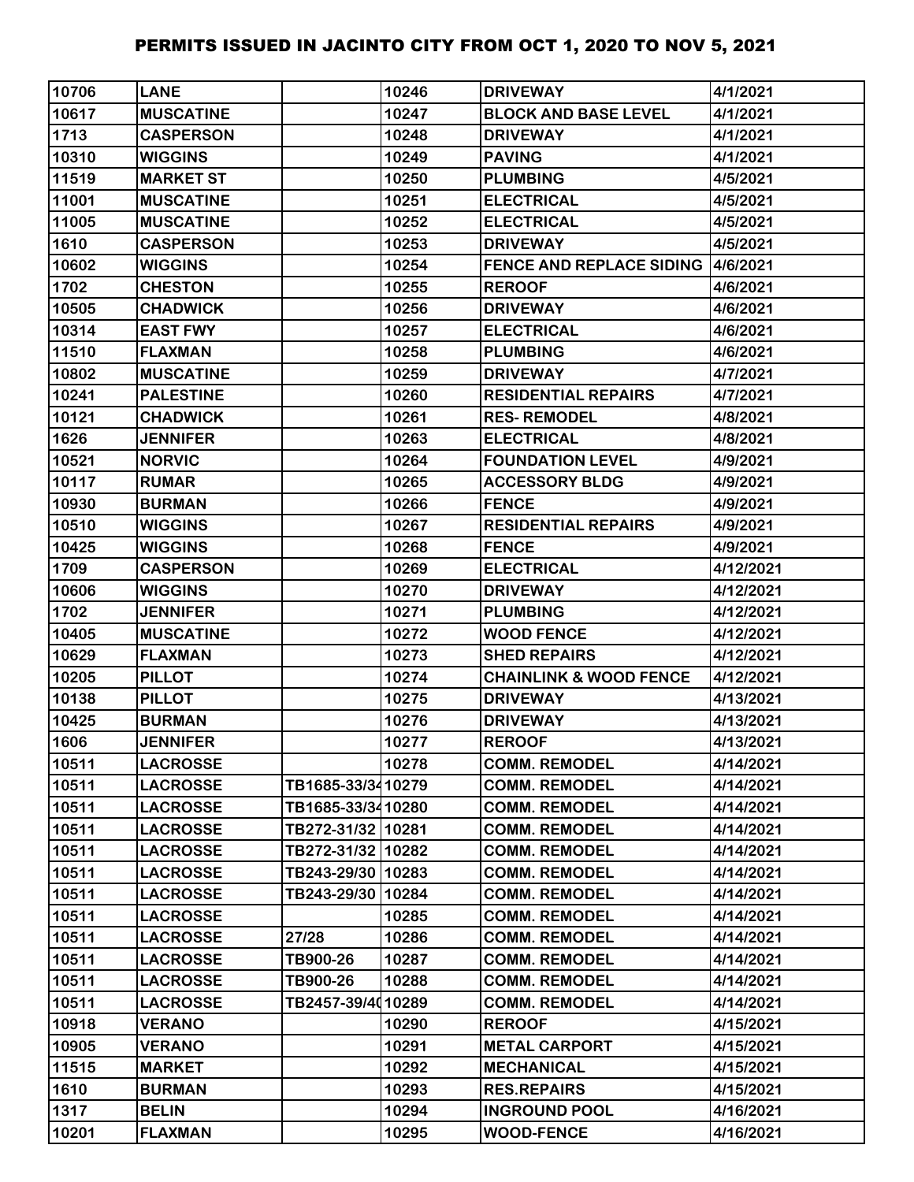# PERMITS ISSUED IN JACINTO CITY FROM OCT 1, 2020 TO NOV 5, 2021

| | | | | | |
|---|---|---|---|---|---|
| 10706 | LANE | | 10246 | DRIVEWAY | 4/1/2021 |
| 10617 | MUSCATINE | | 10247 | BLOCK AND BASE LEVEL | 4/1/2021 |
| 1713 | CASPERSON | | 10248 | DRIVEWAY | 4/1/2021 |
| 10310 | WIGGINS | | 10249 | PAVING | 4/1/2021 |
| 11519 | MARKET ST | | 10250 | PLUMBING | 4/5/2021 |
| 11001 | MUSCATINE | | 10251 | ELECTRICAL | 4/5/2021 |
| 11005 | MUSCATINE | | 10252 | ELECTRICAL | 4/5/2021 |
| 1610 | CASPERSON | | 10253 | DRIVEWAY | 4/5/2021 |
| 10602 | WIGGINS | | 10254 | FENCE AND REPLACE SIDING | 4/6/2021 |
| 1702 | CHESTON | | 10255 | REROOF | 4/6/2021 |
| 10505 | CHADWICK | | 10256 | DRIVEWAY | 4/6/2021 |
| 10314 | EAST FWY | | 10257 | ELECTRICAL | 4/6/2021 |
| 11510 | FLAXMAN | | 10258 | PLUMBING | 4/6/2021 |
| 10802 | MUSCATINE | | 10259 | DRIVEWAY | 4/7/2021 |
| 10241 | PALESTINE | | 10260 | RESIDENTIAL REPAIRS | 4/7/2021 |
| 10121 | CHADWICK | | 10261 | RES- REMODEL | 4/8/2021 |
| 1626 | JENNIFER | | 10263 | ELECTRICAL | 4/8/2021 |
| 10521 | NORVIC | | 10264 | FOUNDATION LEVEL | 4/9/2021 |
| 10117 | RUMAR | | 10265 | ACCESSORY BLDG | 4/9/2021 |
| 10930 | BURMAN | | 10266 | FENCE | 4/9/2021 |
| 10510 | WIGGINS | | 10267 | RESIDENTIAL REPAIRS | 4/9/2021 |
| 10425 | WIGGINS | | 10268 | FENCE | 4/9/2021 |
| 1709 | CASPERSON | | 10269 | ELECTRICAL | 4/12/2021 |
| 10606 | WIGGINS | | 10270 | DRIVEWAY | 4/12/2021 |
| 1702 | JENNIFER | | 10271 | PLUMBING | 4/12/2021 |
| 10405 | MUSCATINE | | 10272 | WOOD FENCE | 4/12/2021 |
| 10629 | FLAXMAN | | 10273 | SHED REPAIRS | 4/12/2021 |
| 10205 | PILLOT | | 10274 | CHAINLINK & WOOD FENCE | 4/12/2021 |
| 10138 | PILLOT | | 10275 | DRIVEWAY | 4/13/2021 |
| 10425 | BURMAN | | 10276 | DRIVEWAY | 4/13/2021 |
| 1606 | JENNIFER | | 10277 | REROOF | 4/13/2021 |
| 10511 | LACROSSE | | 10278 | COMM. REMODEL | 4/14/2021 |
| 10511 | LACROSSE | TB1685-33/34 | 10279 | COMM. REMODEL | 4/14/2021 |
| 10511 | LACROSSE | TB1685-33/34 | 10280 | COMM. REMODEL | 4/14/2021 |
| 10511 | LACROSSE | TB272-31/32 | 10281 | COMM. REMODEL | 4/14/2021 |
| 10511 | LACROSSE | TB272-31/32 | 10282 | COMM. REMODEL | 4/14/2021 |
| 10511 | LACROSSE | TB243-29/30 | 10283 | COMM. REMODEL | 4/14/2021 |
| 10511 | LACROSSE | TB243-29/30 | 10284 | COMM. REMODEL | 4/14/2021 |
| 10511 | LACROSSE | | 10285 | COMM. REMODEL | 4/14/2021 |
| 10511 | LACROSSE | 27/28 | 10286 | COMM. REMODEL | 4/14/2021 |
| 10511 | LACROSSE | TB900-26 | 10287 | COMM. REMODEL | 4/14/2021 |
| 10511 | LACROSSE | TB900-26 | 10288 | COMM. REMODEL | 4/14/2021 |
| 10511 | LACROSSE | TB2457-39/40 | 10289 | COMM. REMODEL | 4/14/2021 |
| 10918 | VERANO | | 10290 | REROOF | 4/15/2021 |
| 10905 | VERANO | | 10291 | METAL CARPORT | 4/15/2021 |
| 11515 | MARKET | | 10292 | MECHANICAL | 4/15/2021 |
| 1610 | BURMAN | | 10293 | RES.REPAIRS | 4/15/2021 |
| 1317 | BELIN | | 10294 | INGROUND POOL | 4/16/2021 |
| 10201 | FLAXMAN | | 10295 | WOOD-FENCE | 4/16/2021 |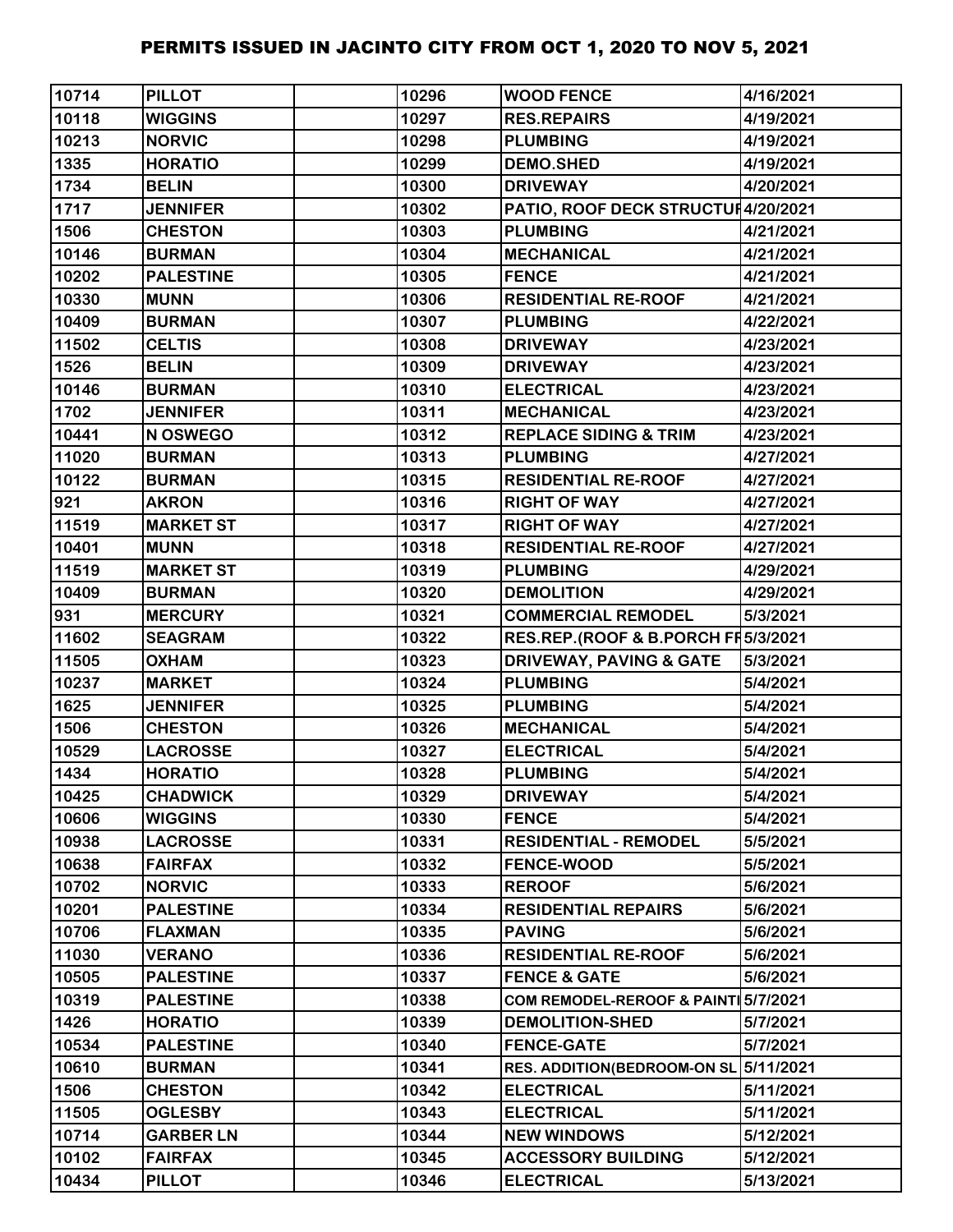# PERMITS ISSUED IN JACINTO CITY FROM OCT 1, 2020 TO NOV 5, 2021

| | | | | | |
|---|---|---|---|---|---|
| 10714 | PILLOT | | 10296 | WOOD FENCE | 4/16/2021 |
| 10118 | WIGGINS | | 10297 | RES.REPAIRS | 4/19/2021 |
| 10213 | NORVIC | | 10298 | PLUMBING | 4/19/2021 |
| 1335 | HORATIO | | 10299 | DEMO.SHED | 4/19/2021 |
| 1734 | BELIN | | 10300 | DRIVEWAY | 4/20/2021 |
| 1717 | JENNIFER | | 10302 | PATIO, ROOF DECK STRUCTUF | 4/20/2021 |
| 1506 | CHESTON | | 10303 | PLUMBING | 4/21/2021 |
| 10146 | BURMAN | | 10304 | MECHANICAL | 4/21/2021 |
| 10202 | PALESTINE | | 10305 | FENCE | 4/21/2021 |
| 10330 | MUNN | | 10306 | RESIDENTIAL RE-ROOF | 4/21/2021 |
| 10409 | BURMAN | | 10307 | PLUMBING | 4/22/2021 |
| 11502 | CELTIS | | 10308 | DRIVEWAY | 4/23/2021 |
| 1526 | BELIN | | 10309 | DRIVEWAY | 4/23/2021 |
| 10146 | BURMAN | | 10310 | ELECTRICAL | 4/23/2021 |
| 1702 | JENNIFER | | 10311 | MECHANICAL | 4/23/2021 |
| 10441 | N OSWEGO | | 10312 | REPLACE SIDING & TRIM | 4/23/2021 |
| 11020 | BURMAN | | 10313 | PLUMBING | 4/27/2021 |
| 10122 | BURMAN | | 10315 | RESIDENTIAL RE-ROOF | 4/27/2021 |
| 921 | AKRON | | 10316 | RIGHT OF WAY | 4/27/2021 |
| 11519 | MARKET ST | | 10317 | RIGHT OF WAY | 4/27/2021 |
| 10401 | MUNN | | 10318 | RESIDENTIAL RE-ROOF | 4/27/2021 |
| 11519 | MARKET ST | | 10319 | PLUMBING | 4/29/2021 |
| 10409 | BURMAN | | 10320 | DEMOLITION | 4/29/2021 |
| 931 | MERCURY | | 10321 | COMMERCIAL REMODEL | 5/3/2021 |
| 11602 | SEAGRAM | | 10322 | RES.REP.(ROOF & B.PORCH FF | 5/3/2021 |
| 11505 | OXHAM | | 10323 | DRIVEWAY, PAVING & GATE | 5/3/2021 |
| 10237 | MARKET | | 10324 | PLUMBING | 5/4/2021 |
| 1625 | JENNIFER | | 10325 | PLUMBING | 5/4/2021 |
| 1506 | CHESTON | | 10326 | MECHANICAL | 5/4/2021 |
| 10529 | LACROSSE | | 10327 | ELECTRICAL | 5/4/2021 |
| 1434 | HORATIO | | 10328 | PLUMBING | 5/4/2021 |
| 10425 | CHADWICK | | 10329 | DRIVEWAY | 5/4/2021 |
| 10606 | WIGGINS | | 10330 | FENCE | 5/4/2021 |
| 10938 | LACROSSE | | 10331 | RESIDENTIAL - REMODEL | 5/5/2021 |
| 10638 | FAIRFAX | | 10332 | FENCE-WOOD | 5/5/2021 |
| 10702 | NORVIC | | 10333 | REROOF | 5/6/2021 |
| 10201 | PALESTINE | | 10334 | RESIDENTIAL REPAIRS | 5/6/2021 |
| 10706 | FLAXMAN | | 10335 | PAVING | 5/6/2021 |
| 11030 | VERANO | | 10336 | RESIDENTIAL RE-ROOF | 5/6/2021 |
| 10505 | PALESTINE | | 10337 | FENCE & GATE | 5/6/2021 |
| 10319 | PALESTINE | | 10338 | COM REMODEL-REROOF & PAINTI | 5/7/2021 |
| 1426 | HORATIO | | 10339 | DEMOLITION-SHED | 5/7/2021 |
| 10534 | PALESTINE | | 10340 | FENCE-GATE | 5/7/2021 |
| 10610 | BURMAN | | 10341 | RES. ADDITION(BEDROOM-ON SL | 5/11/2021 |
| 1506 | CHESTON | | 10342 | ELECTRICAL | 5/11/2021 |
| 11505 | OGLESBY | | 10343 | ELECTRICAL | 5/11/2021 |
| 10714 | GARBER LN | | 10344 | NEW WINDOWS | 5/12/2021 |
| 10102 | FAIRFAX | | 10345 | ACCESSORY BUILDING | 5/12/2021 |
| 10434 | PILLOT | | 10346 | ELECTRICAL | 5/13/2021 |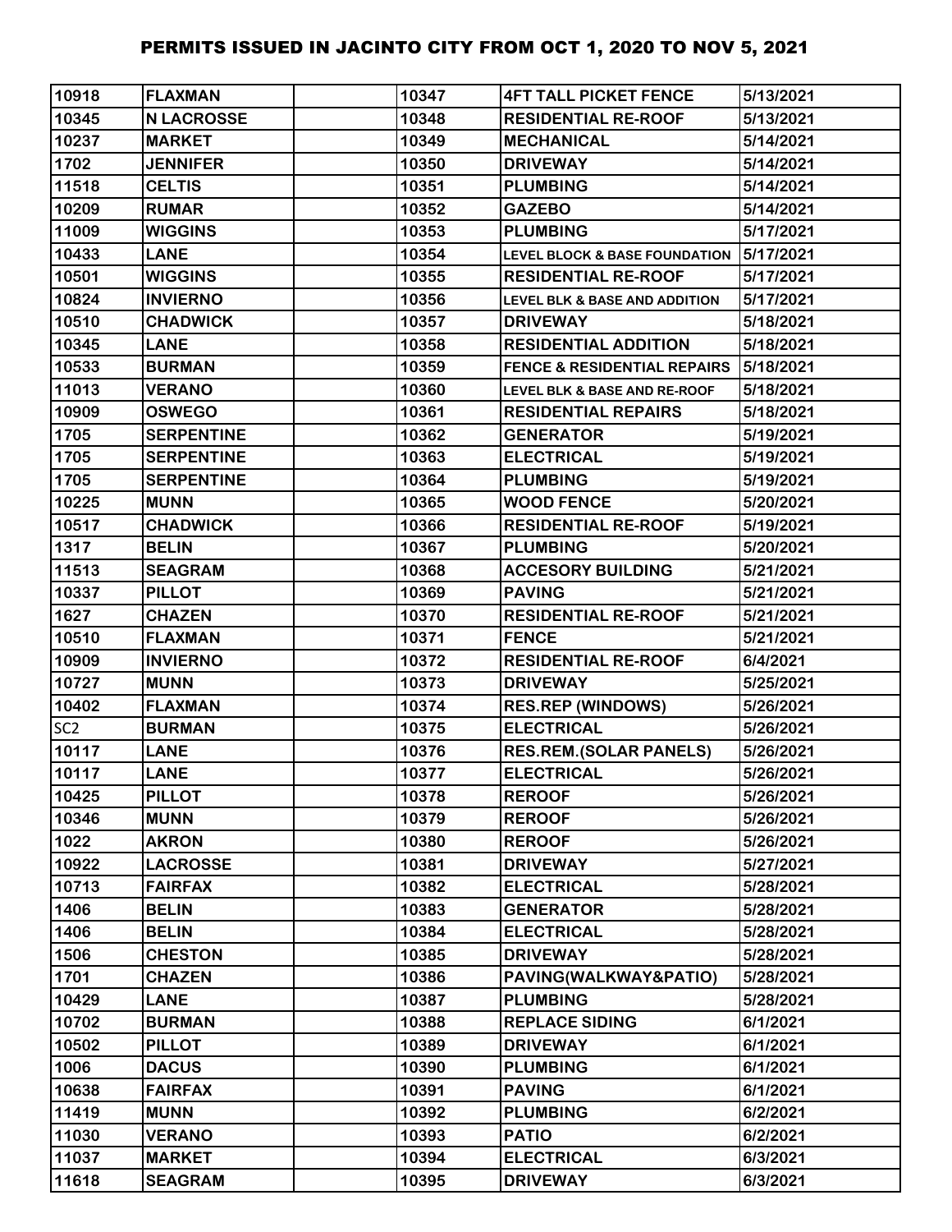# PERMITS ISSUED IN JACINTO CITY FROM OCT 1, 2020 TO NOV 5, 2021

| | | | | | |
|---|---|---|---|---|---|
| 10918 | FLAXMAN | | 10347 | 4FT TALL PICKET FENCE | 5/13/2021 |
| 10345 | N LACROSSE | | 10348 | RESIDENTIAL RE-ROOF | 5/13/2021 |
| 10237 | MARKET | | 10349 | MECHANICAL | 5/14/2021 |
| 1702 | JENNIFER | | 10350 | DRIVEWAY | 5/14/2021 |
| 11518 | CELTIS | | 10351 | PLUMBING | 5/14/2021 |
| 10209 | RUMAR | | 10352 | GAZEBO | 5/14/2021 |
| 11009 | WIGGINS | | 10353 | PLUMBING | 5/17/2021 |
| 10433 | LANE | | 10354 | LEVEL BLOCK & BASE FOUNDATION | 5/17/2021 |
| 10501 | WIGGINS | | 10355 | RESIDENTIAL RE-ROOF | 5/17/2021 |
| 10824 | INVIERNO | | 10356 | LEVEL BLK & BASE AND ADDITION | 5/17/2021 |
| 10510 | CHADWICK | | 10357 | DRIVEWAY | 5/18/2021 |
| 10345 | LANE | | 10358 | RESIDENTIAL ADDITION | 5/18/2021 |
| 10533 | BURMAN | | 10359 | FENCE & RESIDENTIAL REPAIRS | 5/18/2021 |
| 11013 | VERANO | | 10360 | LEVEL BLK & BASE AND RE-ROOF | 5/18/2021 |
| 10909 | OSWEGO | | 10361 | RESIDENTIAL REPAIRS | 5/18/2021 |
| 1705 | SERPENTINE | | 10362 | GENERATOR | 5/19/2021 |
| 1705 | SERPENTINE | | 10363 | ELECTRICAL | 5/19/2021 |
| 1705 | SERPENTINE | | 10364 | PLUMBING | 5/19/2021 |
| 10225 | MUNN | | 10365 | WOOD FENCE | 5/20/2021 |
| 10517 | CHADWICK | | 10366 | RESIDENTIAL RE-ROOF | 5/19/2021 |
| 1317 | BELIN | | 10367 | PLUMBING | 5/20/2021 |
| 11513 | SEAGRAM | | 10368 | ACCESORY BUILDING | 5/21/2021 |
| 10337 | PILLOT | | 10369 | PAVING | 5/21/2021 |
| 1627 | CHAZEN | | 10370 | RESIDENTIAL RE-ROOF | 5/21/2021 |
| 10510 | FLAXMAN | | 10371 | FENCE | 5/21/2021 |
| 10909 | INVIERNO | | 10372 | RESIDENTIAL RE-ROOF | 6/4/2021 |
| 10727 | MUNN | | 10373 | DRIVEWAY | 5/25/2021 |
| 10402 | FLAXMAN | | 10374 | RES.REP (WINDOWS) | 5/26/2021 |
| SC2 | BURMAN | | 10375 | ELECTRICAL | 5/26/2021 |
| 10117 | LANE | | 10376 | RES.REM.(SOLAR PANELS) | 5/26/2021 |
| 10117 | LANE | | 10377 | ELECTRICAL | 5/26/2021 |
| 10425 | PILLOT | | 10378 | REROOF | 5/26/2021 |
| 10346 | MUNN | | 10379 | REROOF | 5/26/2021 |
| 1022 | AKRON | | 10380 | REROOF | 5/26/2021 |
| 10922 | LACROSSE | | 10381 | DRIVEWAY | 5/27/2021 |
| 10713 | FAIRFAX | | 10382 | ELECTRICAL | 5/28/2021 |
| 1406 | BELIN | | 10383 | GENERATOR | 5/28/2021 |
| 1406 | BELIN | | 10384 | ELECTRICAL | 5/28/2021 |
| 1506 | CHESTON | | 10385 | DRIVEWAY | 5/28/2021 |
| 1701 | CHAZEN | | 10386 | PAVING(WALKWAY&PATIO) | 5/28/2021 |
| 10429 | LANE | | 10387 | PLUMBING | 5/28/2021 |
| 10702 | BURMAN | | 10388 | REPLACE SIDING | 6/1/2021 |
| 10502 | PILLOT | | 10389 | DRIVEWAY | 6/1/2021 |
| 1006 | DACUS | | 10390 | PLUMBING | 6/1/2021 |
| 10638 | FAIRFAX | | 10391 | PAVING | 6/1/2021 |
| 11419 | MUNN | | 10392 | PLUMBING | 6/2/2021 |
| 11030 | VERANO | | 10393 | PATIO | 6/2/2021 |
| 11037 | MARKET | | 10394 | ELECTRICAL | 6/3/2021 |
| 11618 | SEAGRAM | | 10395 | DRIVEWAY | 6/3/2021 |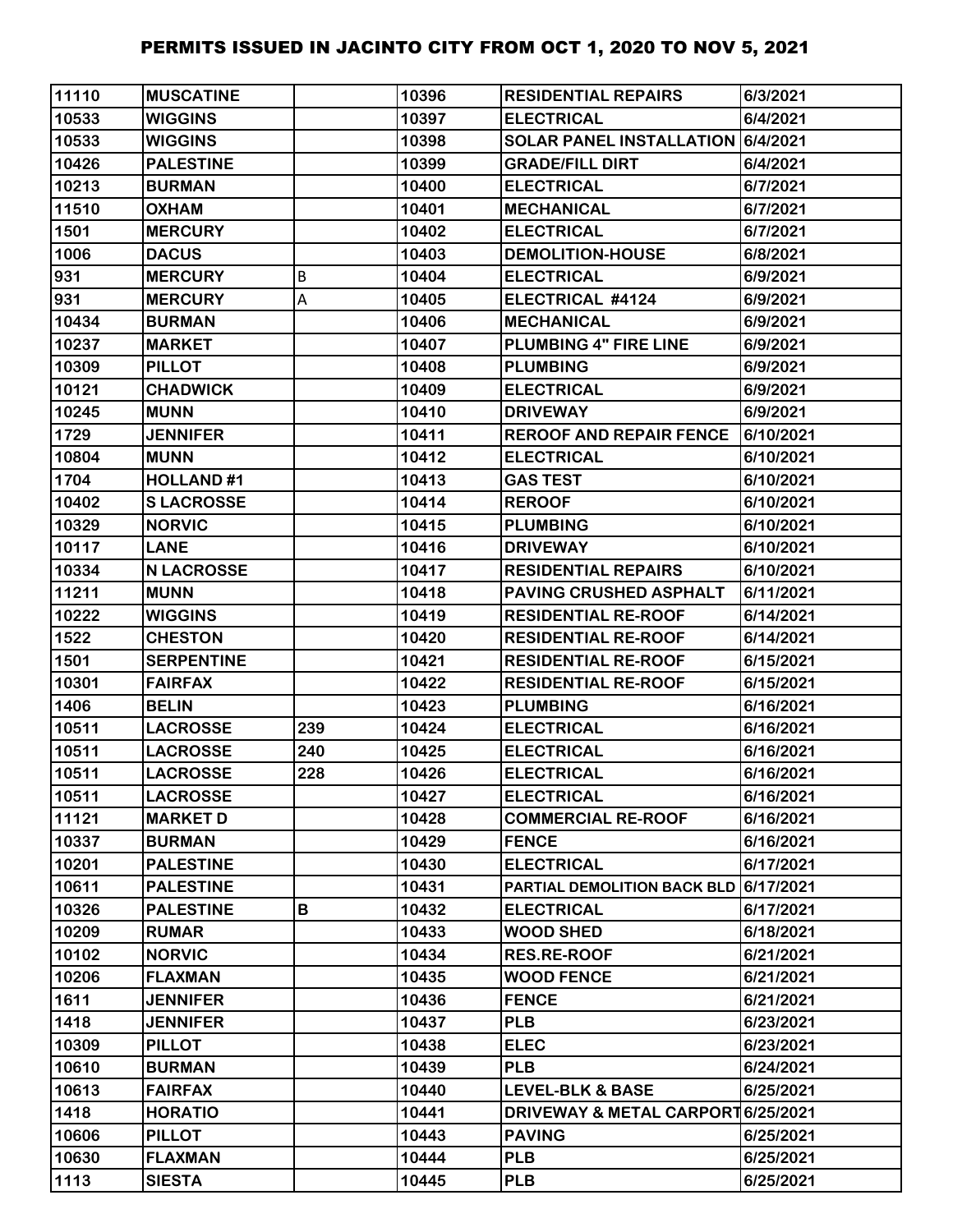# PERMITS ISSUED IN JACINTO CITY FROM OCT 1, 2020 TO NOV 5, 2021

| | | | | | |
|---|---|---|---|---|---|
| 11110 | MUSCATINE | | 10396 | RESIDENTIAL REPAIRS | 6/3/2021 |
| 10533 | WIGGINS | | 10397 | ELECTRICAL | 6/4/2021 |
| 10533 | WIGGINS | | 10398 | SOLAR PANEL INSTALLATION | 6/4/2021 |
| 10426 | PALESTINE | | 10399 | GRADE/FILL DIRT | 6/4/2021 |
| 10213 | BURMAN | | 10400 | ELECTRICAL | 6/7/2021 |
| 11510 | OXHAM | | 10401 | MECHANICAL | 6/7/2021 |
| 1501 | MERCURY | | 10402 | ELECTRICAL | 6/7/2021 |
| 1006 | DACUS | | 10403 | DEMOLITION-HOUSE | 6/8/2021 |
| 931 | MERCURY | B | 10404 | ELECTRICAL | 6/9/2021 |
| 931 | MERCURY | A | 10405 | ELECTRICAL #4124 | 6/9/2021 |
| 10434 | BURMAN | | 10406 | MECHANICAL | 6/9/2021 |
| 10237 | MARKET | | 10407 | PLUMBING 4" FIRE LINE | 6/9/2021 |
| 10309 | PILLOT | | 10408 | PLUMBING | 6/9/2021 |
| 10121 | CHADWICK | | 10409 | ELECTRICAL | 6/9/2021 |
| 10245 | MUNN | | 10410 | DRIVEWAY | 6/9/2021 |
| 1729 | JENNIFER | | 10411 | REROOF AND REPAIR FENCE | 6/10/2021 |
| 10804 | MUNN | | 10412 | ELECTRICAL | 6/10/2021 |
| 1704 | HOLLAND #1 | | 10413 | GAS TEST | 6/10/2021 |
| 10402 | S LACROSSE | | 10414 | REROOF | 6/10/2021 |
| 10329 | NORVIC | | 10415 | PLUMBING | 6/10/2021 |
| 10117 | LANE | | 10416 | DRIVEWAY | 6/10/2021 |
| 10334 | N LACROSSE | | 10417 | RESIDENTIAL REPAIRS | 6/10/2021 |
| 11211 | MUNN | | 10418 | PAVING CRUSHED ASPHALT | 6/11/2021 |
| 10222 | WIGGINS | | 10419 | RESIDENTIAL RE-ROOF | 6/14/2021 |
| 1522 | CHESTON | | 10420 | RESIDENTIAL RE-ROOF | 6/14/2021 |
| 1501 | SERPENTINE | | 10421 | RESIDENTIAL RE-ROOF | 6/15/2021 |
| 10301 | FAIRFAX | | 10422 | RESIDENTIAL RE-ROOF | 6/15/2021 |
| 1406 | BELIN | | 10423 | PLUMBING | 6/16/2021 |
| 10511 | LACROSSE | 239 | 10424 | ELECTRICAL | 6/16/2021 |
| 10511 | LACROSSE | 240 | 10425 | ELECTRICAL | 6/16/2021 |
| 10511 | LACROSSE | 228 | 10426 | ELECTRICAL | 6/16/2021 |
| 10511 | LACROSSE | | 10427 | ELECTRICAL | 6/16/2021 |
| 11121 | MARKET D | | 10428 | COMMERCIAL RE-ROOF | 6/16/2021 |
| 10337 | BURMAN | | 10429 | FENCE | 6/16/2021 |
| 10201 | PALESTINE | | 10430 | ELECTRICAL | 6/17/2021 |
| 10611 | PALESTINE | | 10431 | PARTIAL DEMOLITION BACK BLD | 6/17/2021 |
| 10326 | PALESTINE | B | 10432 | ELECTRICAL | 6/17/2021 |
| 10209 | RUMAR | | 10433 | WOOD SHED | 6/18/2021 |
| 10102 | NORVIC | | 10434 | RES.RE-ROOF | 6/21/2021 |
| 10206 | FLAXMAN | | 10435 | WOOD FENCE | 6/21/2021 |
| 1611 | JENNIFER | | 10436 | FENCE | 6/21/2021 |
| 1418 | JENNIFER | | 10437 | PLB | 6/23/2021 |
| 10309 | PILLOT | | 10438 | ELEC | 6/23/2021 |
| 10610 | BURMAN | | 10439 | PLB | 6/24/2021 |
| 10613 | FAIRFAX | | 10440 | LEVEL-BLK & BASE | 6/25/2021 |
| 1418 | HORATIO | | 10441 | DRIVEWAY & METAL CARPORT | 6/25/2021 |
| 10606 | PILLOT | | 10443 | PAVING | 6/25/2021 |
| 10630 | FLAXMAN | | 10444 | PLB | 6/25/2021 |
| 1113 | SIESTA | | 10445 | PLB | 6/25/2021 |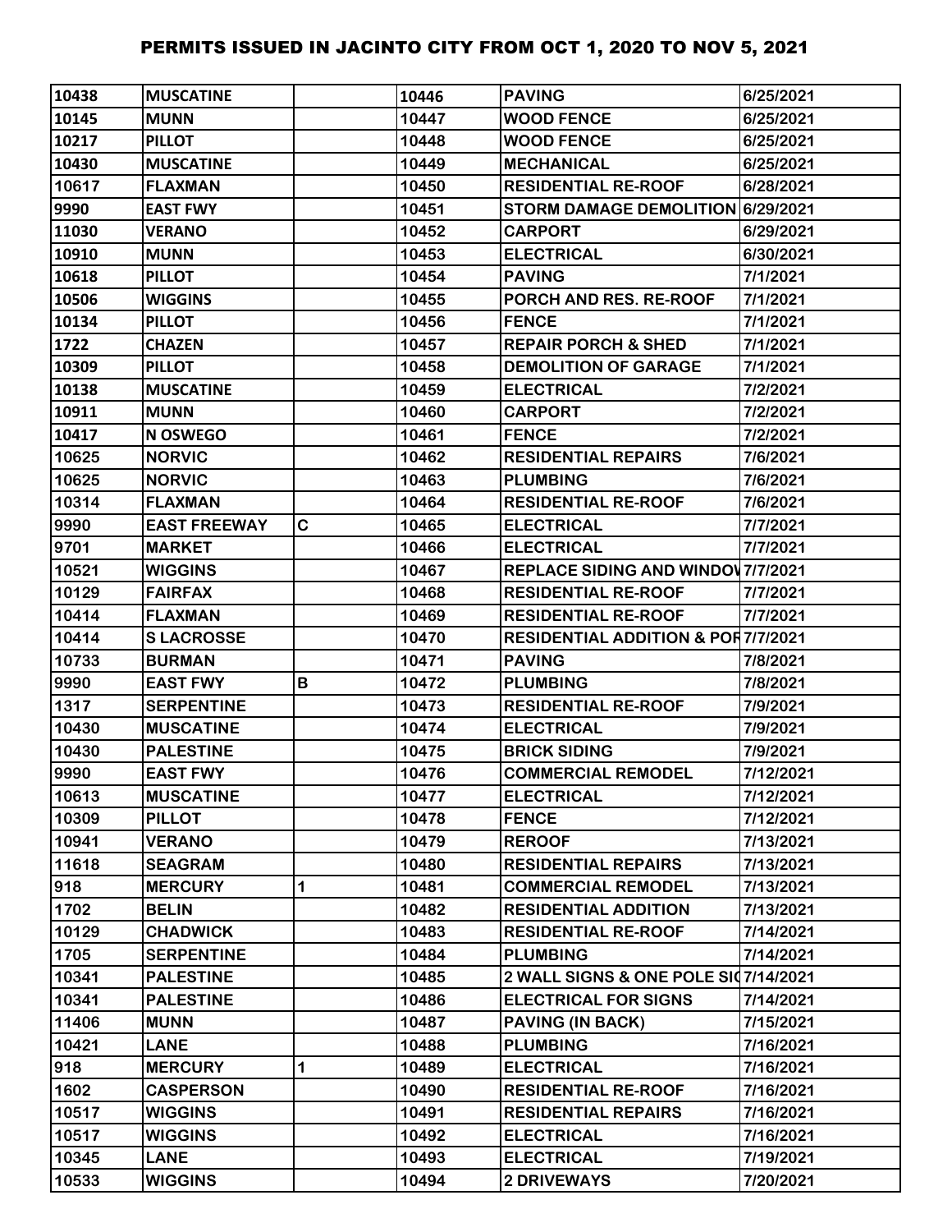# PERMITS ISSUED IN JACINTO CITY FROM OCT 1, 2020 TO NOV 5, 2021

| | | | | | |
|---|---|---|---|---|---|
| 10438 | MUSCATINE | | 10446 | PAVING | 6/25/2021 |
| 10145 | MUNN | | 10447 | WOOD FENCE | 6/25/2021 |
| 10217 | PILLOT | | 10448 | WOOD FENCE | 6/25/2021 |
| 10430 | MUSCATINE | | 10449 | MECHANICAL | 6/25/2021 |
| 10617 | FLAXMAN | | 10450 | RESIDENTIAL RE-ROOF | 6/28/2021 |
| 9990 | EAST FWY | | 10451 | STORM DAMAGE DEMOLITION | 6/29/2021 |
| 11030 | VERANO | | 10452 | CARPORT | 6/29/2021 |
| 10910 | MUNN | | 10453 | ELECTRICAL | 6/30/2021 |
| 10618 | PILLOT | | 10454 | PAVING | 7/1/2021 |
| 10506 | WIGGINS | | 10455 | PORCH AND RES. RE-ROOF | 7/1/2021 |
| 10134 | PILLOT | | 10456 | FENCE | 7/1/2021 |
| 1722 | CHAZEN | | 10457 | REPAIR PORCH & SHED | 7/1/2021 |
| 10309 | PILLOT | | 10458 | DEMOLITION OF GARAGE | 7/1/2021 |
| 10138 | MUSCATINE | | 10459 | ELECTRICAL | 7/2/2021 |
| 10911 | MUNN | | 10460 | CARPORT | 7/2/2021 |
| 10417 | N OSWEGO | | 10461 | FENCE | 7/2/2021 |
| 10625 | NORVIC | | 10462 | RESIDENTIAL REPAIRS | 7/6/2021 |
| 10625 | NORVIC | | 10463 | PLUMBING | 7/6/2021 |
| 10314 | FLAXMAN | | 10464 | RESIDENTIAL RE-ROOF | 7/6/2021 |
| 9990 | EAST FREEWAY | C | 10465 | ELECTRICAL | 7/7/2021 |
| 9701 | MARKET | | 10466 | ELECTRICAL | 7/7/2021 |
| 10521 | WIGGINS | | 10467 | REPLACE SIDING AND WINDOV | 7/7/2021 |
| 10129 | FAIRFAX | | 10468 | RESIDENTIAL RE-ROOF | 7/7/2021 |
| 10414 | FLAXMAN | | 10469 | RESIDENTIAL RE-ROOF | 7/7/2021 |
| 10414 | S LACROSSE | | 10470 | RESIDENTIAL ADDITION & POF | 7/7/2021 |
| 10733 | BURMAN | | 10471 | PAVING | 7/8/2021 |
| 9990 | EAST FWY | B | 10472 | PLUMBING | 7/8/2021 |
| 1317 | SERPENTINE | | 10473 | RESIDENTIAL RE-ROOF | 7/9/2021 |
| 10430 | MUSCATINE | | 10474 | ELECTRICAL | 7/9/2021 |
| 10430 | PALESTINE | | 10475 | BRICK SIDING | 7/9/2021 |
| 9990 | EAST FWY | | 10476 | COMMERCIAL REMODEL | 7/12/2021 |
| 10613 | MUSCATINE | | 10477 | ELECTRICAL | 7/12/2021 |
| 10309 | PILLOT | | 10478 | FENCE | 7/12/2021 |
| 10941 | VERANO | | 10479 | REROOF | 7/13/2021 |
| 11618 | SEAGRAM | | 10480 | RESIDENTIAL REPAIRS | 7/13/2021 |
| 918 | MERCURY | 1 | 10481 | COMMERCIAL REMODEL | 7/13/2021 |
| 1702 | BELIN | | 10482 | RESIDENTIAL ADDITION | 7/13/2021 |
| 10129 | CHADWICK | | 10483 | RESIDENTIAL RE-ROOF | 7/14/2021 |
| 1705 | SERPENTINE | | 10484 | PLUMBING | 7/14/2021 |
| 10341 | PALESTINE | | 10485 | 2 WALL SIGNS & ONE POLE SIG | 7/14/2021 |
| 10341 | PALESTINE | | 10486 | ELECTRICAL FOR SIGNS | 7/14/2021 |
| 11406 | MUNN | | 10487 | PAVING (IN BACK) | 7/15/2021 |
| 10421 | LANE | | 10488 | PLUMBING | 7/16/2021 |
| 918 | MERCURY | 1 | 10489 | ELECTRICAL | 7/16/2021 |
| 1602 | CASPERSON | | 10490 | RESIDENTIAL RE-ROOF | 7/16/2021 |
| 10517 | WIGGINS | | 10491 | RESIDENTIAL REPAIRS | 7/16/2021 |
| 10517 | WIGGINS | | 10492 | ELECTRICAL | 7/16/2021 |
| 10345 | LANE | | 10493 | ELECTRICAL | 7/19/2021 |
| 10533 | WIGGINS | | 10494 | 2 DRIVEWAYS | 7/20/2021 |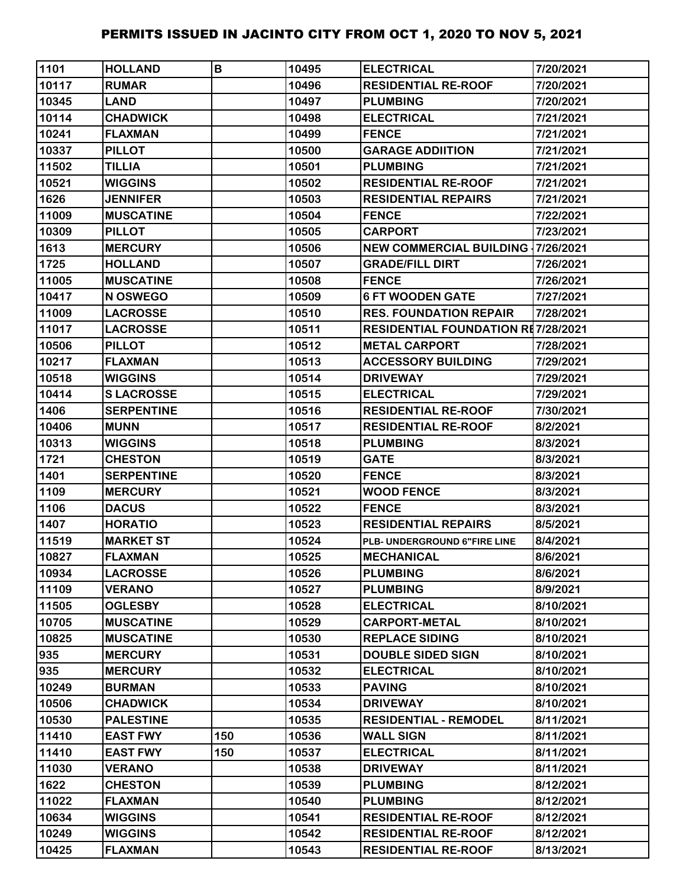# PERMITS ISSUED IN JACINTO CITY FROM OCT 1, 2020 TO NOV 5, 2021

| | | | | | |
|---|---|---|---|---|---|
| 1101 | HOLLAND | B | 10495 | ELECTRICAL | 7/20/2021 |
| 10117 | RUMAR | | 10496 | RESIDENTIAL RE-ROOF | 7/20/2021 |
| 10345 | LAND | | 10497 | PLUMBING | 7/20/2021 |
| 10114 | CHADWICK | | 10498 | ELECTRICAL | 7/21/2021 |
| 10241 | FLAXMAN | | 10499 | FENCE | 7/21/2021 |
| 10337 | PILLOT | | 10500 | GARAGE ADDIITION | 7/21/2021 |
| 11502 | TILLIA | | 10501 | PLUMBING | 7/21/2021 |
| 10521 | WIGGINS | | 10502 | RESIDENTIAL RE-ROOF | 7/21/2021 |
| 1626 | JENNIFER | | 10503 | RESIDENTIAL REPAIRS | 7/21/2021 |
| 11009 | MUSCATINE | | 10504 | FENCE | 7/22/2021 |
| 10309 | PILLOT | | 10505 | CARPORT | 7/23/2021 |
| 1613 | MERCURY | | 10506 | NEW COMMERCIAL BUILDING | 7/26/2021 |
| 1725 | HOLLAND | | 10507 | GRADE/FILL DIRT | 7/26/2021 |
| 11005 | MUSCATINE | | 10508 | FENCE | 7/26/2021 |
| 10417 | N OSWEGO | | 10509 | 6 FT WOODEN GATE | 7/27/2021 |
| 11009 | LACROSSE | | 10510 | RES. FOUNDATION REPAIR | 7/28/2021 |
| 11017 | LACROSSE | | 10511 | RESIDENTIAL FOUNDATION RE | 7/28/2021 |
| 10506 | PILLOT | | 10512 | METAL CARPORT | 7/28/2021 |
| 10217 | FLAXMAN | | 10513 | ACCESSORY BUILDING | 7/29/2021 |
| 10518 | WIGGINS | | 10514 | DRIVEWAY | 7/29/2021 |
| 10414 | S LACROSSE | | 10515 | ELECTRICAL | 7/29/2021 |
| 1406 | SERPENTINE | | 10516 | RESIDENTIAL RE-ROOF | 7/30/2021 |
| 10406 | MUNN | | 10517 | RESIDENTIAL RE-ROOF | 8/2/2021 |
| 10313 | WIGGINS | | 10518 | PLUMBING | 8/3/2021 |
| 1721 | CHESTON | | 10519 | GATE | 8/3/2021 |
| 1401 | SERPENTINE | | 10520 | FENCE | 8/3/2021 |
| 1109 | MERCURY | | 10521 | WOOD FENCE | 8/3/2021 |
| 1106 | DACUS | | 10522 | FENCE | 8/3/2021 |
| 1407 | HORATIO | | 10523 | RESIDENTIAL REPAIRS | 8/5/2021 |
| 11519 | MARKET ST | | 10524 | PLB- UNDERGROUND 6"FIRE LINE | 8/4/2021 |
| 10827 | FLAXMAN | | 10525 | MECHANICAL | 8/6/2021 |
| 10934 | LACROSSE | | 10526 | PLUMBING | 8/6/2021 |
| 11109 | VERANO | | 10527 | PLUMBING | 8/9/2021 |
| 11505 | OGLESBY | | 10528 | ELECTRICAL | 8/10/2021 |
| 10705 | MUSCATINE | | 10529 | CARPORT-METAL | 8/10/2021 |
| 10825 | MUSCATINE | | 10530 | REPLACE SIDING | 8/10/2021 |
| 935 | MERCURY | | 10531 | DOUBLE SIDED SIGN | 8/10/2021 |
| 935 | MERCURY | | 10532 | ELECTRICAL | 8/10/2021 |
| 10249 | BURMAN | | 10533 | PAVING | 8/10/2021 |
| 10506 | CHADWICK | | 10534 | DRIVEWAY | 8/10/2021 |
| 10530 | PALESTINE | | 10535 | RESIDENTIAL - REMODEL | 8/11/2021 |
| 11410 | EAST FWY | 150 | 10536 | WALL SIGN | 8/11/2021 |
| 11410 | EAST FWY | 150 | 10537 | ELECTRICAL | 8/11/2021 |
| 11030 | VERANO | | 10538 | DRIVEWAY | 8/11/2021 |
| 1622 | CHESTON | | 10539 | PLUMBING | 8/12/2021 |
| 11022 | FLAXMAN | | 10540 | PLUMBING | 8/12/2021 |
| 10634 | WIGGINS | | 10541 | RESIDENTIAL RE-ROOF | 8/12/2021 |
| 10249 | WIGGINS | | 10542 | RESIDENTIAL RE-ROOF | 8/12/2021 |
| 10425 | FLAXMAN | | 10543 | RESIDENTIAL RE-ROOF | 8/13/2021 |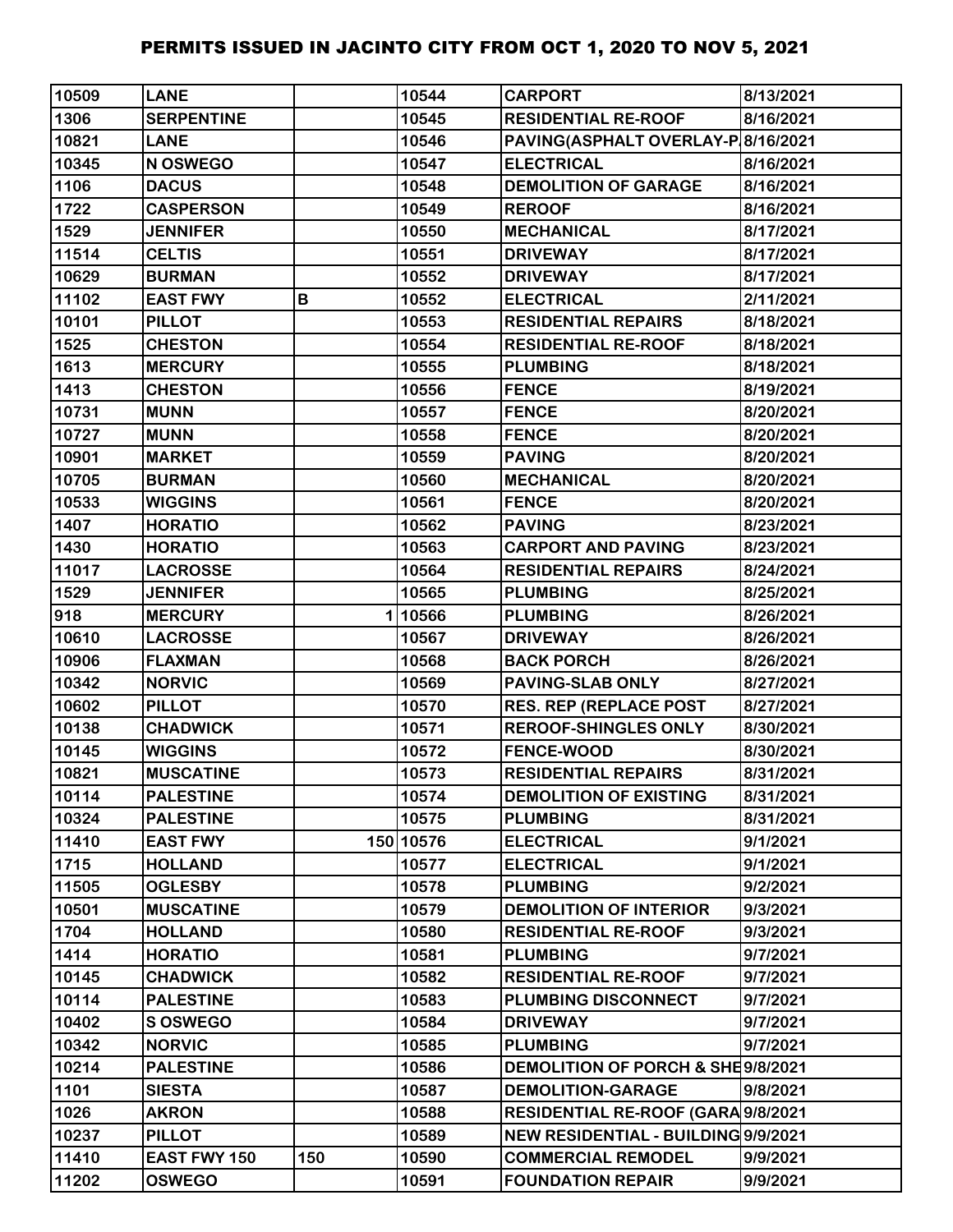# PERMITS ISSUED IN JACINTO CITY FROM OCT 1, 2020 TO NOV 5, 2021

| | | | | | |
|---|---|---|---|---|---|
| 10509 | LANE | | 10544 | CARPORT | 8/13/2021 |
| 1306 | SERPENTINE | | 10545 | RESIDENTIAL RE-ROOF | 8/16/2021 |
| 10821 | LANE | | 10546 | PAVING(ASPHALT OVERLAY-P | 8/16/2021 |
| 10345 | N OSWEGO | | 10547 | ELECTRICAL | 8/16/2021 |
| 1106 | DACUS | | 10548 | DEMOLITION OF GARAGE | 8/16/2021 |
| 1722 | CASPERSON | | 10549 | REROOF | 8/16/2021 |
| 1529 | JENNIFER | | 10550 | MECHANICAL | 8/17/2021 |
| 11514 | CELTIS | | 10551 | DRIVEWAY | 8/17/2021 |
| 10629 | BURMAN | | 10552 | DRIVEWAY | 8/17/2021 |
| 11102 | EAST FWY | B | 10552 | ELECTRICAL | 2/11/2021 |
| 10101 | PILLOT | | 10553 | RESIDENTIAL REPAIRS | 8/18/2021 |
| 1525 | CHESTON | | 10554 | RESIDENTIAL RE-ROOF | 8/18/2021 |
| 1613 | MERCURY | | 10555 | PLUMBING | 8/18/2021 |
| 1413 | CHESTON | | 10556 | FENCE | 8/19/2021 |
| 10731 | MUNN | | 10557 | FENCE | 8/20/2021 |
| 10727 | MUNN | | 10558 | FENCE | 8/20/2021 |
| 10901 | MARKET | | 10559 | PAVING | 8/20/2021 |
| 10705 | BURMAN | | 10560 | MECHANICAL | 8/20/2021 |
| 10533 | WIGGINS | | 10561 | FENCE | 8/20/2021 |
| 1407 | HORATIO | | 10562 | PAVING | 8/23/2021 |
| 1430 | HORATIO | | 10563 | CARPORT AND PAVING | 8/23/2021 |
| 11017 | LACROSSE | | 10564 | RESIDENTIAL REPAIRS | 8/24/2021 |
| 1529 | JENNIFER | | 10565 | PLUMBING | 8/25/2021 |
| 918 | MERCURY | 1 | 10566 | PLUMBING | 8/26/2021 |
| 10610 | LACROSSE | | 10567 | DRIVEWAY | 8/26/2021 |
| 10906 | FLAXMAN | | 10568 | BACK PORCH | 8/26/2021 |
| 10342 | NORVIC | | 10569 | PAVING-SLAB ONLY | 8/27/2021 |
| 10602 | PILLOT | | 10570 | RES. REP (REPLACE POST | 8/27/2021 |
| 10138 | CHADWICK | | 10571 | REROOF-SHINGLES ONLY | 8/30/2021 |
| 10145 | WIGGINS | | 10572 | FENCE-WOOD | 8/30/2021 |
| 10821 | MUSCATINE | | 10573 | RESIDENTIAL REPAIRS | 8/31/2021 |
| 10114 | PALESTINE | | 10574 | DEMOLITION OF EXISTING | 8/31/2021 |
| 10324 | PALESTINE | | 10575 | PLUMBING | 8/31/2021 |
| 11410 | EAST FWY | 150 | 10576 | ELECTRICAL | 9/1/2021 |
| 1715 | HOLLAND | | 10577 | ELECTRICAL | 9/1/2021 |
| 11505 | OGLESBY | | 10578 | PLUMBING | 9/2/2021 |
| 10501 | MUSCATINE | | 10579 | DEMOLITION OF INTERIOR | 9/3/2021 |
| 1704 | HOLLAND | | 10580 | RESIDENTIAL RE-ROOF | 9/3/2021 |
| 1414 | HORATIO | | 10581 | PLUMBING | 9/7/2021 |
| 10145 | CHADWICK | | 10582 | RESIDENTIAL RE-ROOF | 9/7/2021 |
| 10114 | PALESTINE | | 10583 | PLUMBING DISCONNECT | 9/7/2021 |
| 10402 | S OSWEGO | | 10584 | DRIVEWAY | 9/7/2021 |
| 10342 | NORVIC | | 10585 | PLUMBING | 9/7/2021 |
| 10214 | PALESTINE | | 10586 | DEMOLITION OF PORCH & SHE | 9/8/2021 |
| 1101 | SIESTA | | 10587 | DEMOLITION-GARAGE | 9/8/2021 |
| 1026 | AKRON | | 10588 | RESIDENTIAL RE-ROOF (GARA | 9/8/2021 |
| 10237 | PILLOT | | 10589 | NEW RESIDENTIAL - BUILDING | 9/9/2021 |
| 11410 | EAST FWY 150 | 150 | 10590 | COMMERCIAL REMODEL | 9/9/2021 |
| 11202 | OSWEGO | | 10591 | FOUNDATION REPAIR | 9/9/2021 |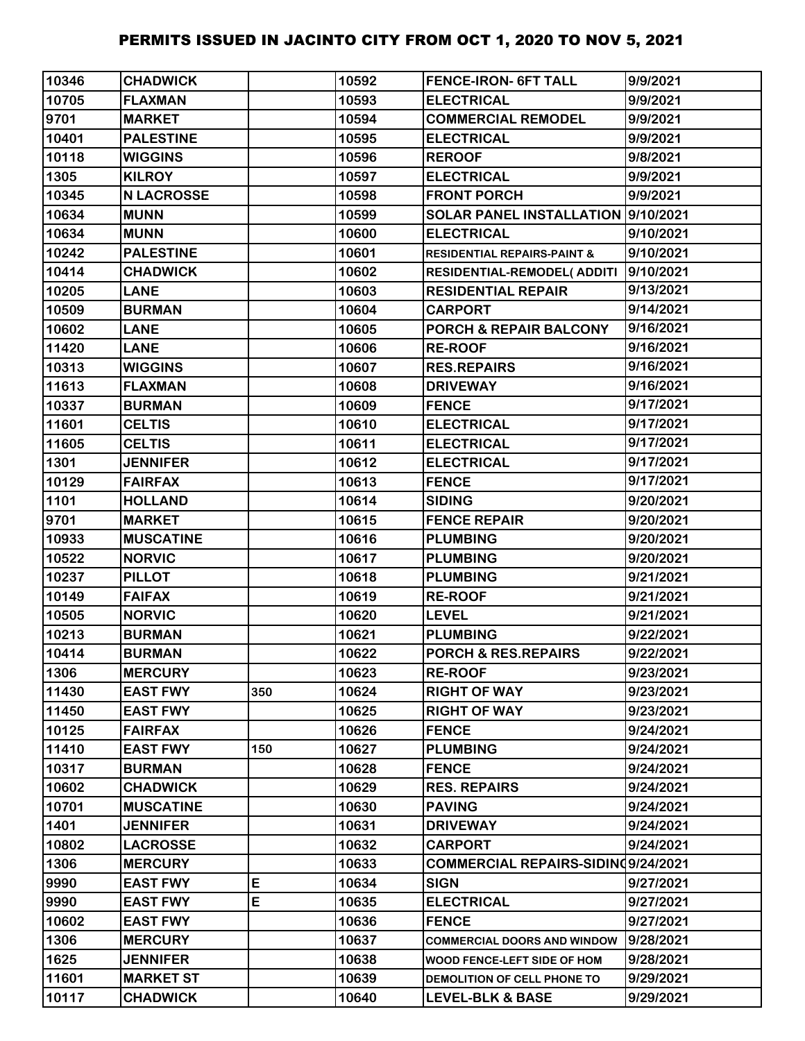# PERMITS ISSUED IN JACINTO CITY FROM OCT 1, 2020 TO NOV 5, 2021

| | | | | | |
|---|---|---|---|---|---|
| 10346 | CHADWICK | | 10592 | FENCE-IRON- 6FT TALL | 9/9/2021 |
| 10705 | FLAXMAN | | 10593 | ELECTRICAL | 9/9/2021 |
| 9701 | MARKET | | 10594 | COMMERCIAL REMODEL | 9/9/2021 |
| 10401 | PALESTINE | | 10595 | ELECTRICAL | 9/9/2021 |
| 10118 | WIGGINS | | 10596 | REROOF | 9/8/2021 |
| 1305 | KILROY | | 10597 | ELECTRICAL | 9/9/2021 |
| 10345 | N LACROSSE | | 10598 | FRONT PORCH | 9/9/2021 |
| 10634 | MUNN | | 10599 | SOLAR PANEL INSTALLATION | 9/10/2021 |
| 10634 | MUNN | | 10600 | ELECTRICAL | 9/10/2021 |
| 10242 | PALESTINE | | 10601 | RESIDENTIAL REPAIRS-PAINT & | 9/10/2021 |
| 10414 | CHADWICK | | 10602 | RESIDENTIAL-REMODEL( ADDITI | 9/10/2021 |
| 10205 | LANE | | 10603 | RESIDENTIAL REPAIR | 9/13/2021 |
| 10509 | BURMAN | | 10604 | CARPORT | 9/14/2021 |
| 10602 | LANE | | 10605 | PORCH & REPAIR BALCONY | 9/16/2021 |
| 11420 | LANE | | 10606 | RE-ROOF | 9/16/2021 |
| 10313 | WIGGINS | | 10607 | RES.REPAIRS | 9/16/2021 |
| 11613 | FLAXMAN | | 10608 | DRIVEWAY | 9/16/2021 |
| 10337 | BURMAN | | 10609 | FENCE | 9/17/2021 |
| 11601 | CELTIS | | 10610 | ELECTRICAL | 9/17/2021 |
| 11605 | CELTIS | | 10611 | ELECTRICAL | 9/17/2021 |
| 1301 | JENNIFER | | 10612 | ELECTRICAL | 9/17/2021 |
| 10129 | FAIRFAX | | 10613 | FENCE | 9/17/2021 |
| 1101 | HOLLAND | | 10614 | SIDING | 9/20/2021 |
| 9701 | MARKET | | 10615 | FENCE REPAIR | 9/20/2021 |
| 10933 | MUSCATINE | | 10616 | PLUMBING | 9/20/2021 |
| 10522 | NORVIC | | 10617 | PLUMBING | 9/20/2021 |
| 10237 | PILLOT | | 10618 | PLUMBING | 9/21/2021 |
| 10149 | FAIFAX | | 10619 | RE-ROOF | 9/21/2021 |
| 10505 | NORVIC | | 10620 | LEVEL | 9/21/2021 |
| 10213 | BURMAN | | 10621 | PLUMBING | 9/22/2021 |
| 10414 | BURMAN | | 10622 | PORCH & RES.REPAIRS | 9/22/2021 |
| 1306 | MERCURY | | 10623 | RE-ROOF | 9/23/2021 |
| 11430 | EAST FWY | 350 | 10624 | RIGHT OF WAY | 9/23/2021 |
| 11450 | EAST FWY | | 10625 | RIGHT OF WAY | 9/23/2021 |
| 10125 | FAIRFAX | | 10626 | FENCE | 9/24/2021 |
| 11410 | EAST FWY | 150 | 10627 | PLUMBING | 9/24/2021 |
| 10317 | BURMAN | | 10628 | FENCE | 9/24/2021 |
| 10602 | CHADWICK | | 10629 | RES. REPAIRS | 9/24/2021 |
| 10701 | MUSCATINE | | 10630 | PAVING | 9/24/2021 |
| 1401 | JENNIFER | | 10631 | DRIVEWAY | 9/24/2021 |
| 10802 | LACROSSE | | 10632 | CARPORT | 9/24/2021 |
| 1306 | MERCURY | | 10633 | COMMERCIAL REPAIRS-SIDING | 9/24/2021 |
| 9990 | EAST FWY | E | 10634 | SIGN | 9/27/2021 |
| 9990 | EAST FWY | E | 10635 | ELECTRICAL | 9/27/2021 |
| 10602 | EAST FWY | | 10636 | FENCE | 9/27/2021 |
| 1306 | MERCURY | | 10637 | COMMERCIAL DOORS AND WINDOW | 9/28/2021 |
| 1625 | JENNIFER | | 10638 | WOOD FENCE-LEFT SIDE OF HOM | 9/28/2021 |
| 11601 | MARKET ST | | 10639 | DEMOLITION OF CELL PHONE TO | 9/29/2021 |
| 10117 | CHADWICK | | 10640 | LEVEL-BLK & BASE | 9/29/2021 |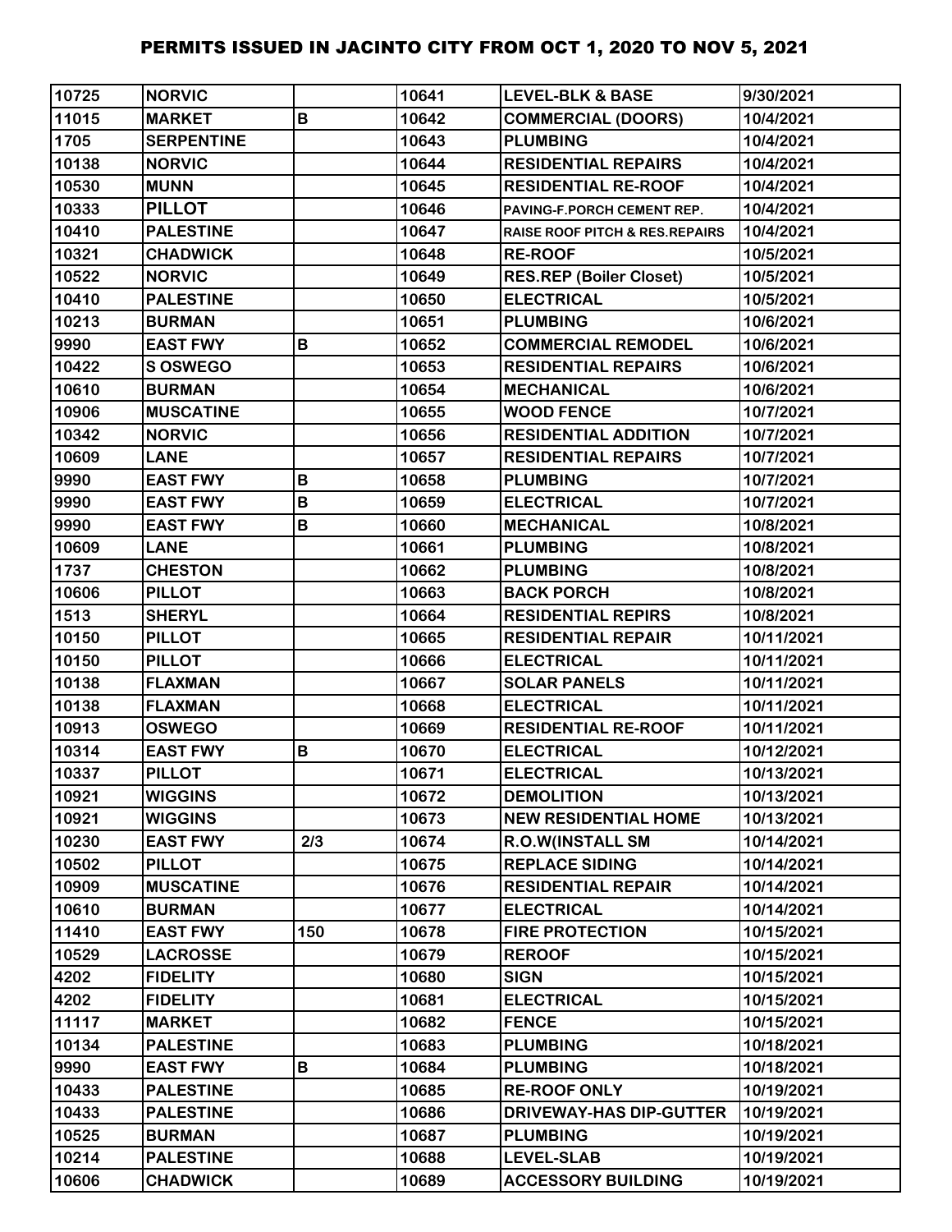| | | | | | |
|---|---|---|---|---|---|
| 10725 | NORVIC | | 10641 | LEVEL-BLK & BASE | 9/30/2021 |
| 11015 | MARKET | B | 10642 | COMMERCIAL (DOORS) | 10/4/2021 |
| 1705 | SERPENTINE | | 10643 | PLUMBING | 10/4/2021 |
| 10138 | NORVIC | | 10644 | RESIDENTIAL REPAIRS | 10/4/2021 |
| 10530 | MUNN | | 10645 | RESIDENTIAL RE-ROOF | 10/4/2021 |
| 10333 | PILLOT | | 10646 | PAVING-F.PORCH CEMENT REP. | 10/4/2021 |
| 10410 | PALESTINE | | 10647 | RAISE ROOF PITCH & RES.REPAIRS | 10/4/2021 |
| 10321 | CHADWICK | | 10648 | RE-ROOF | 10/5/2021 |
| 10522 | NORVIC | | 10649 | RES.REP (Boiler Closet) | 10/5/2021 |
| 10410 | PALESTINE | | 10650 | ELECTRICAL | 10/5/2021 |
| 10213 | BURMAN | | 10651 | PLUMBING | 10/6/2021 |
| 9990 | EAST FWY | B | 10652 | COMMERCIAL REMODEL | 10/6/2021 |
| 10422 | S OSWEGO | | 10653 | RESIDENTIAL REPAIRS | 10/6/2021 |
| 10610 | BURMAN | | 10654 | MECHANICAL | 10/6/2021 |
| 10906 | MUSCATINE | | 10655 | WOOD FENCE | 10/7/2021 |
| 10342 | NORVIC | | 10656 | RESIDENTIAL ADDITION | 10/7/2021 |
| 10609 | LANE | | 10657 | RESIDENTIAL REPAIRS | 10/7/2021 |
| 9990 | EAST FWY | B | 10658 | PLUMBING | 10/7/2021 |
| 9990 | EAST FWY | B | 10659 | ELECTRICAL | 10/7/2021 |
| 9990 | EAST FWY | B | 10660 | MECHANICAL | 10/8/2021 |
| 10609 | LANE | | 10661 | PLUMBING | 10/8/2021 |
| 1737 | CHESTON | | 10662 | PLUMBING | 10/8/2021 |
| 10606 | PILLOT | | 10663 | BACK PORCH | 10/8/2021 |
| 1513 | SHERYL | | 10664 | RESIDENTIAL REPIRS | 10/8/2021 |
| 10150 | PILLOT | | 10665 | RESIDENTIAL REPAIR | 10/11/2021 |
| 10150 | PILLOT | | 10666 | ELECTRICAL | 10/11/2021 |
| 10138 | FLAXMAN | | 10667 | SOLAR PANELS | 10/11/2021 |
| 10138 | FLAXMAN | | 10668 | ELECTRICAL | 10/11/2021 |
| 10913 | OSWEGO | | 10669 | RESIDENTIAL RE-ROOF | 10/11/2021 |
| 10314 | EAST FWY | B | 10670 | ELECTRICAL | 10/12/2021 |
| 10337 | PILLOT | | 10671 | ELECTRICAL | 10/13/2021 |
| 10921 | WIGGINS | | 10672 | DEMOLITION | 10/13/2021 |
| 10921 | WIGGINS | | 10673 | NEW RESIDENTIAL HOME | 10/13/2021 |
| 10230 | EAST FWY | 2/3 | 10674 | R.O.W(INSTALL SM | 10/14/2021 |
| 10502 | PILLOT | | 10675 | REPLACE SIDING | 10/14/2021 |
| 10909 | MUSCATINE | | 10676 | RESIDENTIAL REPAIR | 10/14/2021 |
| 10610 | BURMAN | | 10677 | ELECTRICAL | 10/14/2021 |
| 11410 | EAST FWY | 150 | 10678 | FIRE PROTECTION | 10/15/2021 |
| 10529 | LACROSSE | | 10679 | REROOF | 10/15/2021 |
| 4202 | FIDELITY | | 10680 | SIGN | 10/15/2021 |
| 4202 | FIDELITY | | 10681 | ELECTRICAL | 10/15/2021 |
| 11117 | MARKET | | 10682 | FENCE | 10/15/2021 |
| 10134 | PALESTINE | | 10683 | PLUMBING | 10/18/2021 |
| 9990 | EAST FWY | B | 10684 | PLUMBING | 10/18/2021 |
| 10433 | PALESTINE | | 10685 | RE-ROOF ONLY | 10/19/2021 |
| 10433 | PALESTINE | | 10686 | DRIVEWAY-HAS DIP-GUTTER | 10/19/2021 |
| 10525 | BURMAN | | 10687 | PLUMBING | 10/19/2021 |
| 10214 | PALESTINE | | 10688 | LEVEL-SLAB | 10/19/2021 |
| 10606 | CHADWICK | | 10689 | ACCESSORY BUILDING | 10/19/2021 |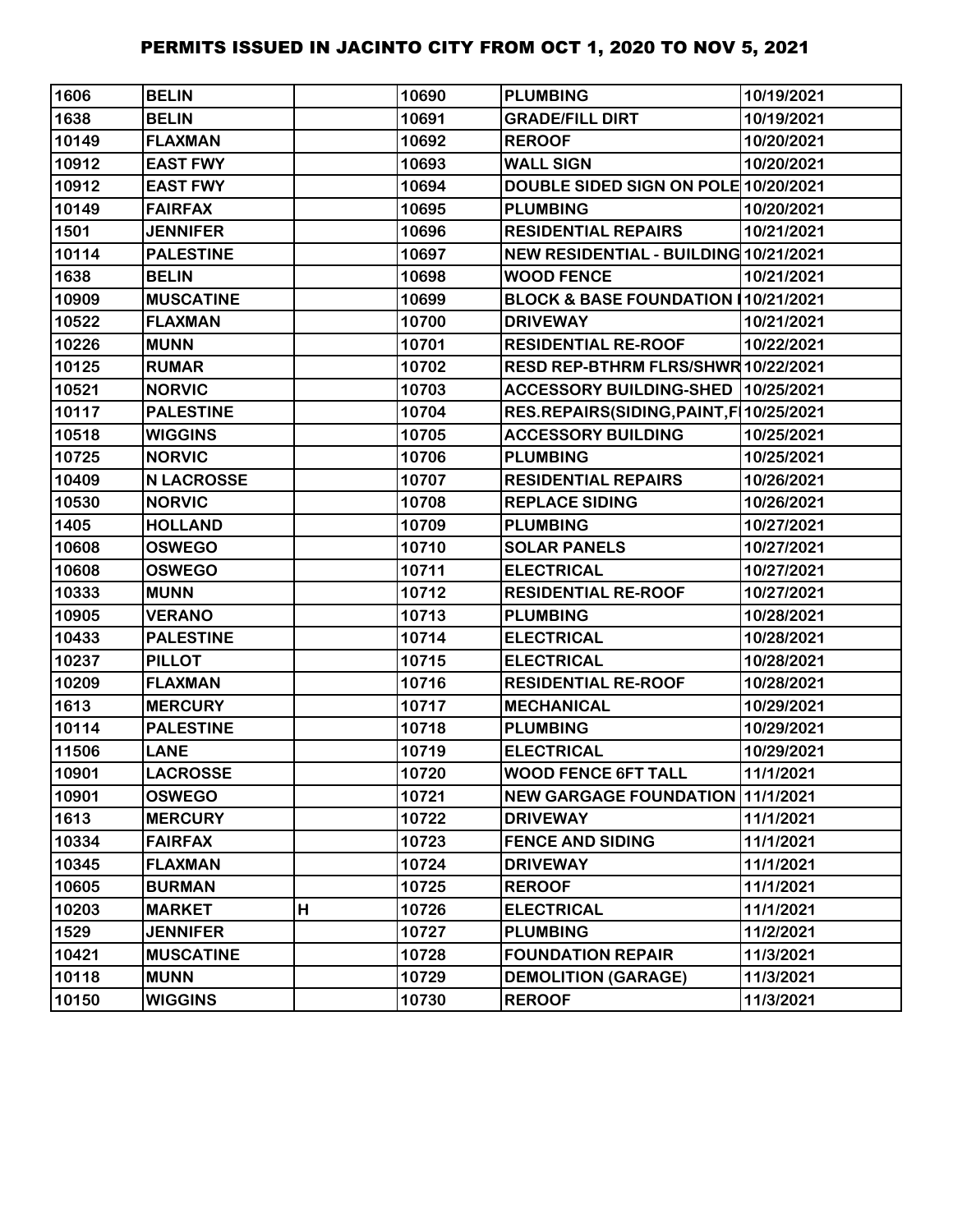# PERMITS ISSUED IN JACINTO CITY FROM OCT 1, 2020 TO NOV 5, 2021

| | | | | | |
|---|---|---|---|---|---|
| 1606 | BELIN | | 10690 | PLUMBING | 10/19/2021 |
| 1638 | BELIN | | 10691 | GRADE/FILL DIRT | 10/19/2021 |
| 10149 | FLAXMAN | | 10692 | REROOF | 10/20/2021 |
| 10912 | EAST FWY | | 10693 | WALL SIGN | 10/20/2021 |
| 10912 | EAST FWY | | 10694 | DOUBLE SIDED SIGN ON POLE | 10/20/2021 |
| 10149 | FAIRFAX | | 10695 | PLUMBING | 10/20/2021 |
| 1501 | JENNIFER | | 10696 | RESIDENTIAL REPAIRS | 10/21/2021 |
| 10114 | PALESTINE | | 10697 | NEW RESIDENTIAL - BUILDING | 10/21/2021 |
| 1638 | BELIN | | 10698 | WOOD FENCE | 10/21/2021 |
| 10909 | MUSCATINE | | 10699 | BLOCK & BASE FOUNDATION I | 10/21/2021 |
| 10522 | FLAXMAN | | 10700 | DRIVEWAY | 10/21/2021 |
| 10226 | MUNN | | 10701 | RESIDENTIAL RE-ROOF | 10/22/2021 |
| 10125 | RUMAR | | 10702 | RESD REP-BTHRM FLRS/SHWR | 10/22/2021 |
| 10521 | NORVIC | | 10703 | ACCESSORY BUILDING-SHED | 10/25/2021 |
| 10117 | PALESTINE | | 10704 | RES.REPAIRS(SIDING,PAINT,F | 10/25/2021 |
| 10518 | WIGGINS | | 10705 | ACCESSORY BUILDING | 10/25/2021 |
| 10725 | NORVIC | | 10706 | PLUMBING | 10/25/2021 |
| 10409 | N LACROSSE | | 10707 | RESIDENTIAL REPAIRS | 10/26/2021 |
| 10530 | NORVIC | | 10708 | REPLACE SIDING | 10/26/2021 |
| 1405 | HOLLAND | | 10709 | PLUMBING | 10/27/2021 |
| 10608 | OSWEGO | | 10710 | SOLAR PANELS | 10/27/2021 |
| 10608 | OSWEGO | | 10711 | ELECTRICAL | 10/27/2021 |
| 10333 | MUNN | | 10712 | RESIDENTIAL RE-ROOF | 10/27/2021 |
| 10905 | VERANO | | 10713 | PLUMBING | 10/28/2021 |
| 10433 | PALESTINE | | 10714 | ELECTRICAL | 10/28/2021 |
| 10237 | PILLOT | | 10715 | ELECTRICAL | 10/28/2021 |
| 10209 | FLAXMAN | | 10716 | RESIDENTIAL RE-ROOF | 10/28/2021 |
| 1613 | MERCURY | | 10717 | MECHANICAL | 10/29/2021 |
| 10114 | PALESTINE | | 10718 | PLUMBING | 10/29/2021 |
| 11506 | LANE | | 10719 | ELECTRICAL | 10/29/2021 |
| 10901 | LACROSSE | | 10720 | WOOD FENCE 6FT TALL | 11/1/2021 |
| 10901 | OSWEGO | | 10721 | NEW GARGAGE FOUNDATION | 11/1/2021 |
| 1613 | MERCURY | | 10722 | DRIVEWAY | 11/1/2021 |
| 10334 | FAIRFAX | | 10723 | FENCE AND SIDING | 11/1/2021 |
| 10345 | FLAXMAN | | 10724 | DRIVEWAY | 11/1/2021 |
| 10605 | BURMAN | | 10725 | REROOF | 11/1/2021 |
| 10203 | MARKET | H | 10726 | ELECTRICAL | 11/1/2021 |
| 1529 | JENNIFER | | 10727 | PLUMBING | 11/2/2021 |
| 10421 | MUSCATINE | | 10728 | FOUNDATION REPAIR | 11/3/2021 |
| 10118 | MUNN | | 10729 | DEMOLITION (GARAGE) | 11/3/2021 |
| 10150 | WIGGINS | | 10730 | REROOF | 11/3/2021 |